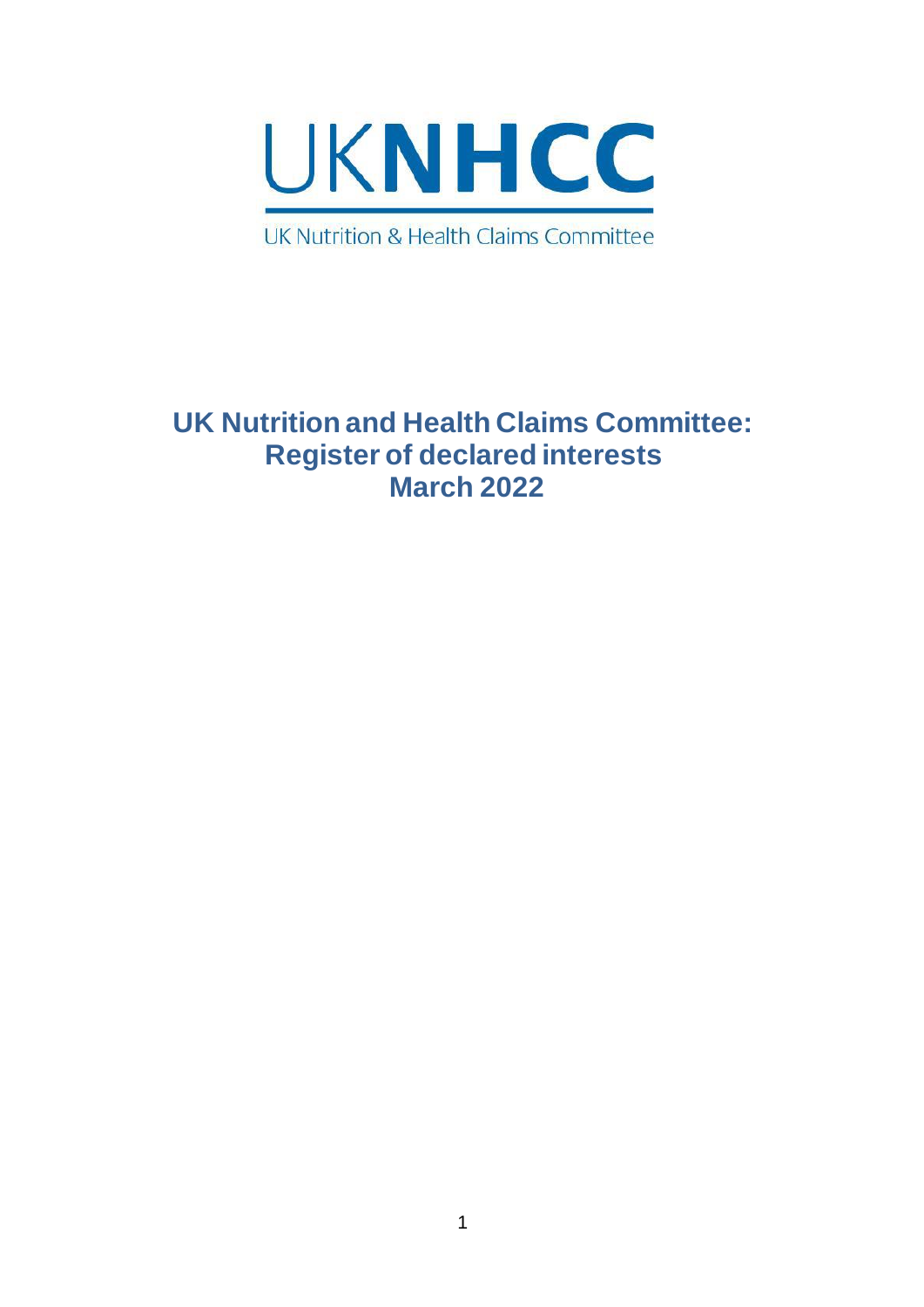UKNHCC

UK Nutrition & Health Claims Committee

# UK Nutrition and Health Claims Committee: Register of declared interests March 2022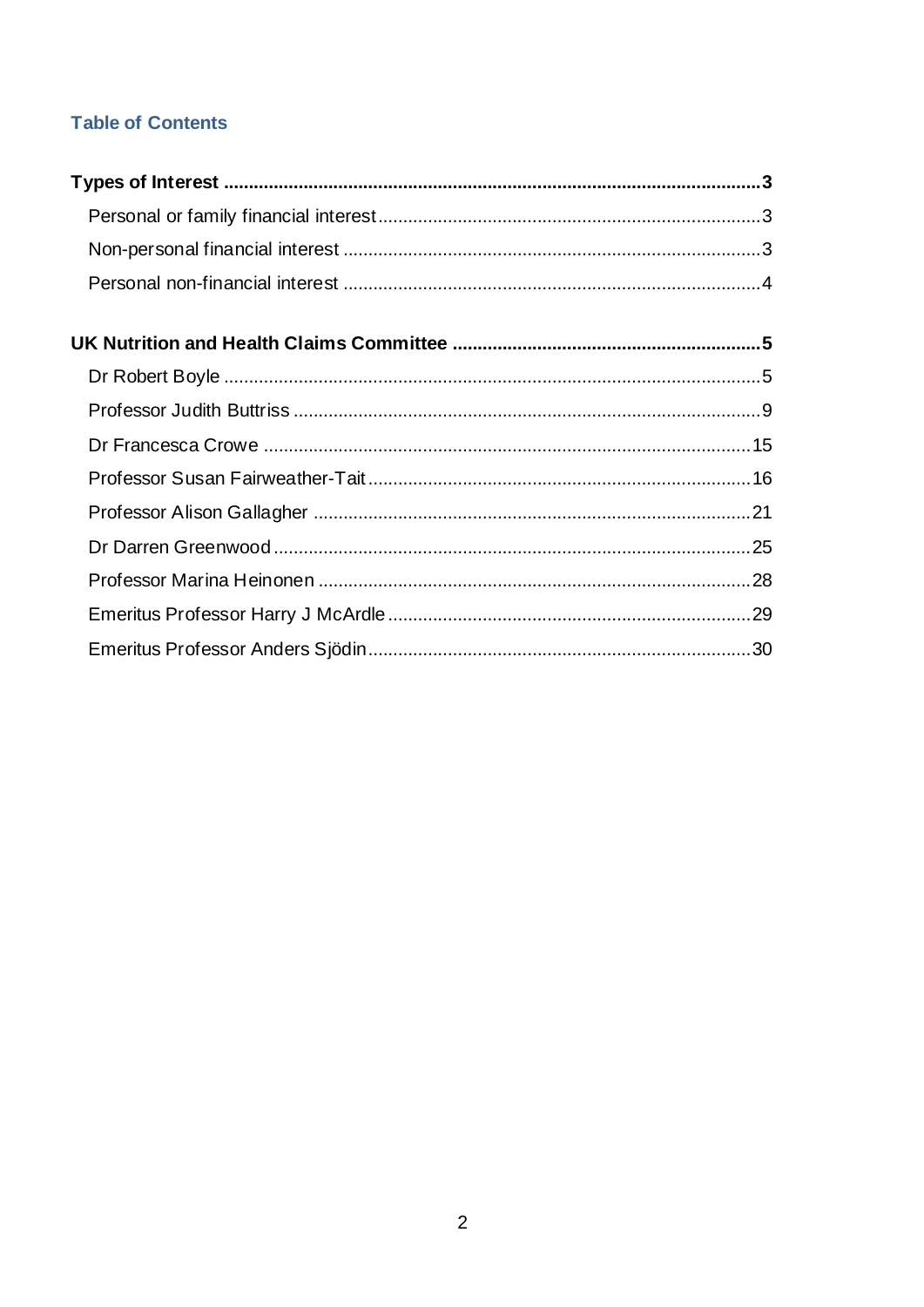## Table of Contents

**Types of Interest** ..... **3**

- Personal or family financial interest ..... 3
- Non-personal financial interest ..... 3
- Personal non-financial interest ..... 4

**UK Nutrition and Health Claims Committee** ..... **5**

- Dr Robert Boyle ..... 5
- Professor Judith Buttriss ..... 9
- Dr Francesca Crowe ..... 15
- Professor Susan Fairweather-Tait ..... 16
- Professor Alison Gallagher ..... 21
- Dr Darren Greenwood ..... 25
- Professor Marina Heinonen ..... 28
- Emeritus Professor Harry J McArdle ..... 29
- Emeritus Professor Anders Sjödin ..... 30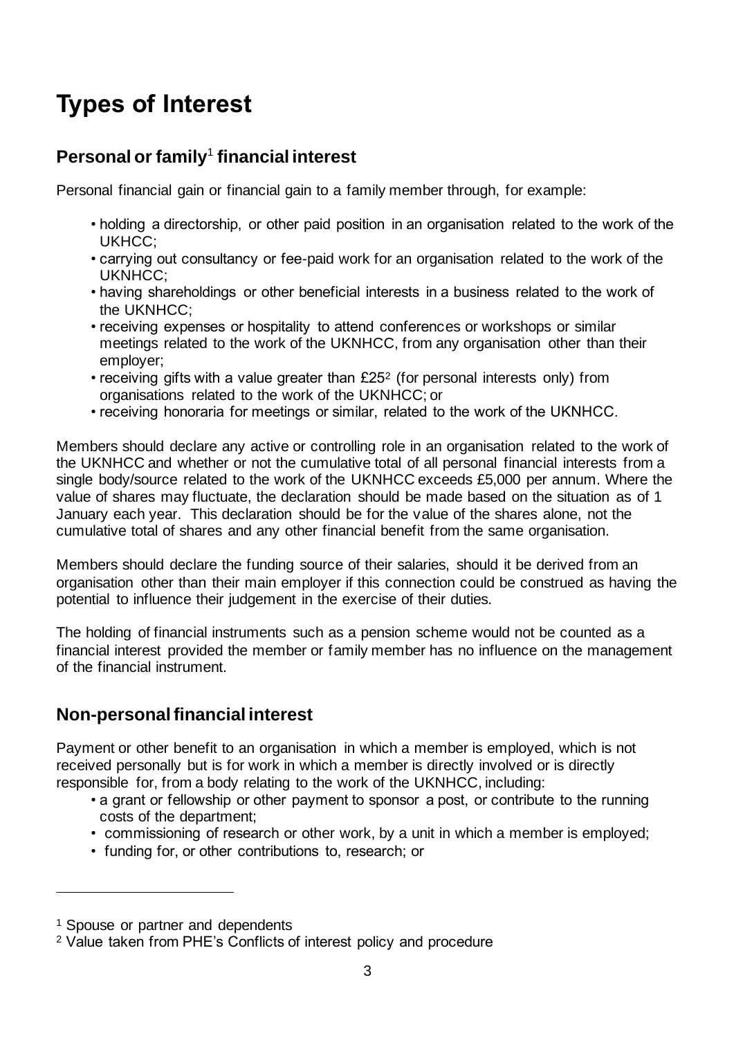# Types of Interest

## Personal or family[1] financial interest

Personal financial gain or financial gain to a family member through, for example:

- holding a directorship, or other paid position in an organisation related to the work of the UKHCC;
- carrying out consultancy or fee-paid work for an organisation related to the work of the UKNHCC;
- having shareholdings or other beneficial interests in a business related to the work of the UKNHCC;
- receiving expenses or hospitality to attend conferences or workshops or similar meetings related to the work of the UKNHCC, from any organisation other than their employer;
- receiving gifts with a value greater than £25[2] (for personal interests only) from organisations related to the work of the UKNHCC; or
- receiving honoraria for meetings or similar, related to the work of the UKNHCC.

Members should declare any active or controlling role in an organisation related to the work of the UKNHCC and whether or not the cumulative total of all personal financial interests from a single body/source related to the work of the UKNHCC exceeds £5,000 per annum. Where the value of shares may fluctuate, the declaration should be made based on the situation as of 1 January each year. This declaration should be for the value of the shares alone, not the cumulative total of shares and any other financial benefit from the same organisation.

Members should declare the funding source of their salaries, should it be derived from an organisation other than their main employer if this connection could be construed as having the potential to influence their judgement in the exercise of their duties.

The holding of financial instruments such as a pension scheme would not be counted as a financial interest provided the member or family member has no influence on the management of the financial instrument.

## Non-personal financial interest

Payment or other benefit to an organisation in which a member is employed, which is not received personally but is for work in which a member is directly involved or is directly responsible for, from a body relating to the work of the UKNHCC, including:

- a grant or fellowship or other payment to sponsor a post, or contribute to the running costs of the department;
- commissioning of research or other work, by a unit in which a member is employed;
- funding for, or other contributions to, research; or

---

[1] Spouse or partner and dependents

[2] Value taken from PHE's Conflicts of interest policy and procedure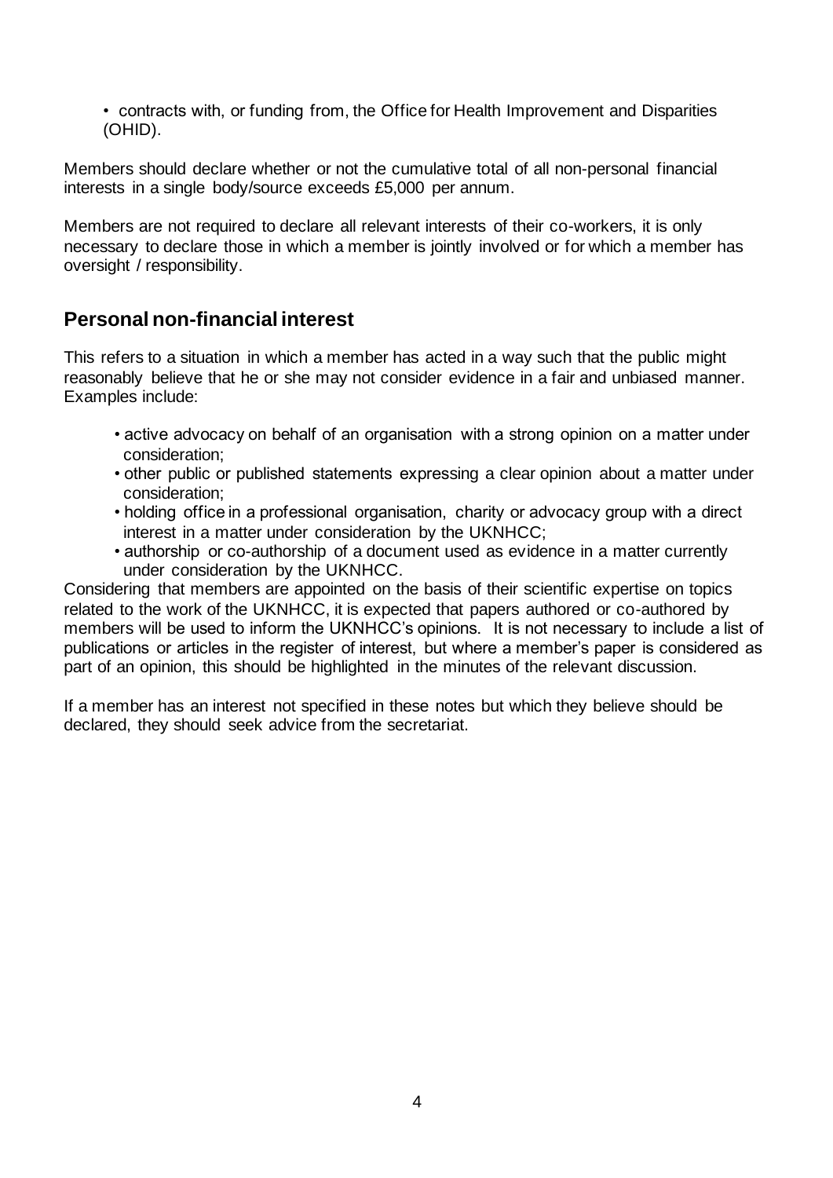- contracts with, or funding from, the Office for Health Improvement and Disparities (OHID).

Members should declare whether or not the cumulative total of all non-personal financial interests in a single body/source exceeds £5,000 per annum.

Members are not required to declare all relevant interests of their co-workers, it is only necessary to declare those in which a member is jointly involved or for which a member has oversight / responsibility.

## Personal non-financial interest

This refers to a situation in which a member has acted in a way such that the public might reasonably believe that he or she may not consider evidence in a fair and unbiased manner. Examples include:

- active advocacy on behalf of an organisation with a strong opinion on a matter under consideration;
- other public or published statements expressing a clear opinion about a matter under consideration;
- holding office in a professional organisation, charity or advocacy group with a direct interest in a matter under consideration by the UKNHCC;
- authorship or co-authorship of a document used as evidence in a matter currently under consideration by the UKNHCC.

Considering that members are appointed on the basis of their scientific expertise on topics related to the work of the UKNHCC, it is expected that papers authored or co-authored by members will be used to inform the UKNHCC's opinions. It is not necessary to include a list of publications or articles in the register of interest, but where a member's paper is considered as part of an opinion, this should be highlighted in the minutes of the relevant discussion.

If a member has an interest not specified in these notes but which they believe should be declared, they should seek advice from the secretariat.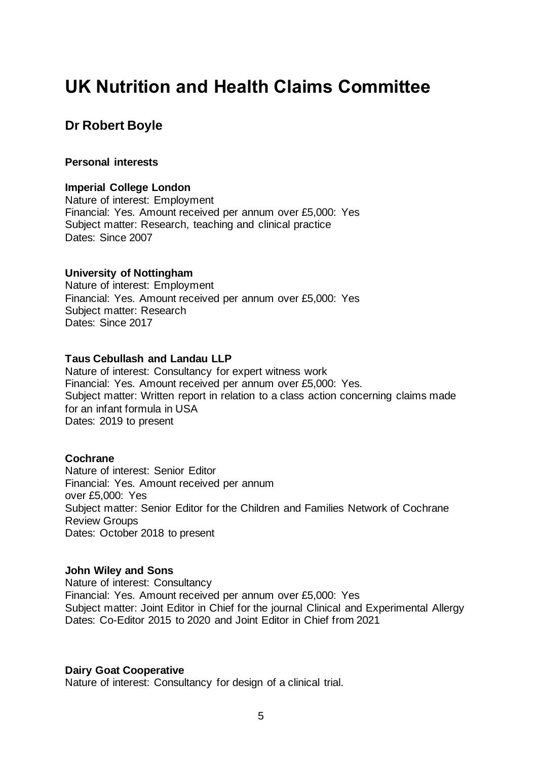# UK Nutrition and Health Claims Committee

## Dr Robert Boyle

**Personal interests**

**Imperial College London**
Nature of interest: Employment
Financial: Yes. Amount received per annum over £5,000: Yes
Subject matter: Research, teaching and clinical practice
Dates: Since 2007

**University of Nottingham**
Nature of interest: Employment
Financial: Yes. Amount received per annum over £5,000: Yes
Subject matter: Research
Dates: Since 2017

**Taus Cebullash and Landau LLP**
Nature of interest: Consultancy for expert witness work
Financial: Yes. Amount received per annum over £5,000: Yes.
Subject matter: Written report in relation to a class action concerning claims made for an infant formula in USA
Dates: 2019 to present

**Cochrane**
Nature of interest: Senior Editor
Financial: Yes. Amount received per annum over £5,000: Yes
Subject matter: Senior Editor for the Children and Families Network of Cochrane Review Groups
Dates: October 2018 to present

**John Wiley and Sons**
Nature of interest: Consultancy
Financial: Yes. Amount received per annum over £5,000: Yes
Subject matter: Joint Editor in Chief for the journal Clinical and Experimental Allergy
Dates: Co-Editor 2015 to 2020 and Joint Editor in Chief from 2021

**Dairy Goat Cooperative**
Nature of interest: Consultancy for design of a clinical trial.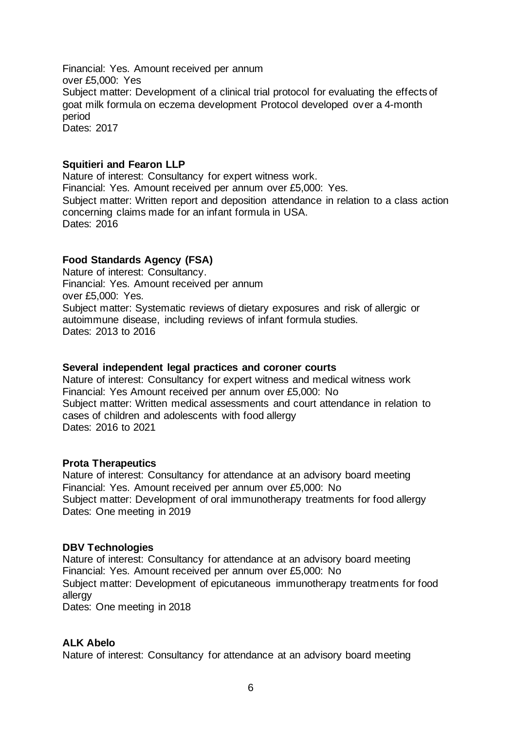Financial: Yes. Amount received per annum over £5,000: Yes
Subject matter: Development of a clinical trial protocol for evaluating the effects of goat milk formula on eczema development Protocol developed over a 4-month period
Dates: 2017

**Squitieri and Fearon LLP**
Nature of interest: Consultancy for expert witness work.
Financial: Yes. Amount received per annum over £5,000: Yes.
Subject matter: Written report and deposition attendance in relation to a class action concerning claims made for an infant formula in USA.
Dates: 2016

**Food Standards Agency (FSA)**
Nature of interest: Consultancy.
Financial: Yes. Amount received per annum over £5,000: Yes.
Subject matter: Systematic reviews of dietary exposures and risk of allergic or autoimmune disease, including reviews of infant formula studies.
Dates: 2013 to 2016

**Several independent legal practices and coroner courts**
Nature of interest: Consultancy for expert witness and medical witness work
Financial: Yes Amount received per annum over £5,000: No
Subject matter: Written medical assessments and court attendance in relation to cases of children and adolescents with food allergy
Dates: 2016 to 2021

**Prota Therapeutics**
Nature of interest: Consultancy for attendance at an advisory board meeting
Financial: Yes. Amount received per annum over £5,000: No
Subject matter: Development of oral immunotherapy treatments for food allergy
Dates: One meeting in 2019

**DBV Technologies**
Nature of interest: Consultancy for attendance at an advisory board meeting
Financial: Yes. Amount received per annum over £5,000: No
Subject matter: Development of epicutaneous immunotherapy treatments for food allergy
Dates: One meeting in 2018

**ALK Abelo**
Nature of interest: Consultancy for attendance at an advisory board meeting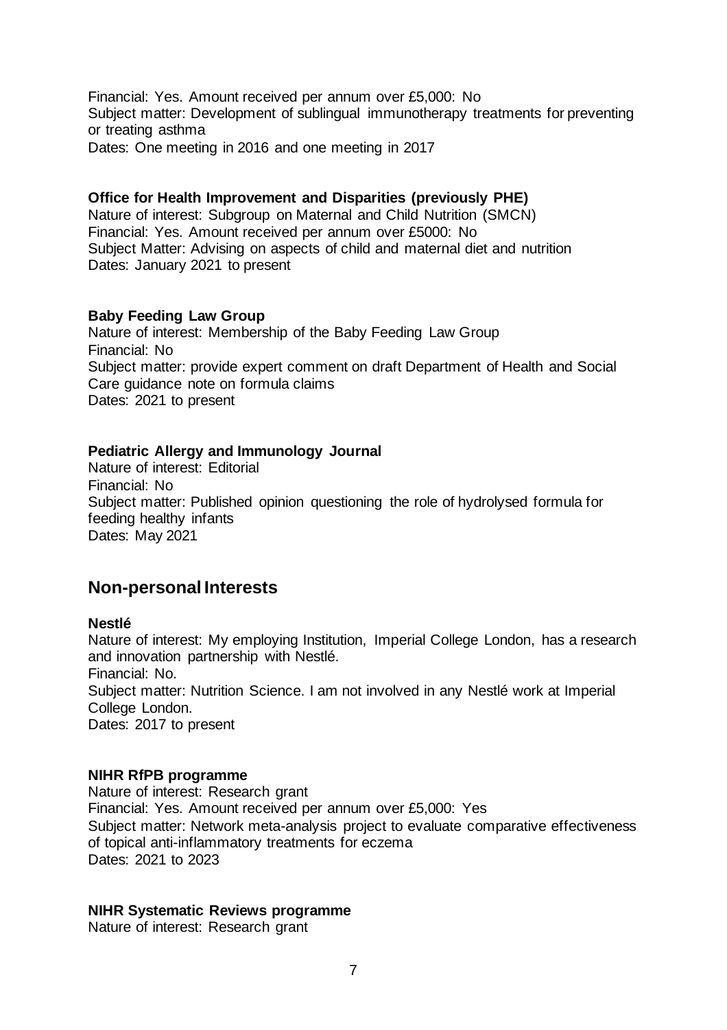Financial: Yes. Amount received per annum over £5,000: No
Subject matter: Development of sublingual immunotherapy treatments for preventing or treating asthma
Dates: One meeting in 2016 and one meeting in 2017

**Office for Health Improvement and Disparities (previously PHE)**
Nature of interest: Subgroup on Maternal and Child Nutrition (SMCN)
Financial: Yes. Amount received per annum over £5000: No
Subject Matter: Advising on aspects of child and maternal diet and nutrition
Dates: January 2021 to present

**Baby Feeding Law Group**
Nature of interest: Membership of the Baby Feeding Law Group
Financial: No
Subject matter: provide expert comment on draft Department of Health and Social Care guidance note on formula claims
Dates: 2021 to present

**Pediatric Allergy and Immunology Journal**
Nature of interest: Editorial
Financial: No
Subject matter: Published opinion questioning the role of hydrolysed formula for feeding healthy infants
Dates: May 2021

## Non-personal Interests

**Nestlé**
Nature of interest: My employing Institution, Imperial College London, has a research and innovation partnership with Nestlé.
Financial: No.
Subject matter: Nutrition Science. I am not involved in any Nestlé work at Imperial College London.
Dates: 2017 to present

**NIHR RfPB programme**
Nature of interest: Research grant
Financial: Yes. Amount received per annum over £5,000: Yes
Subject matter: Network meta-analysis project to evaluate comparative effectiveness of topical anti-inflammatory treatments for eczema
Dates: 2021 to 2023

**NIHR Systematic Reviews programme**
Nature of interest: Research grant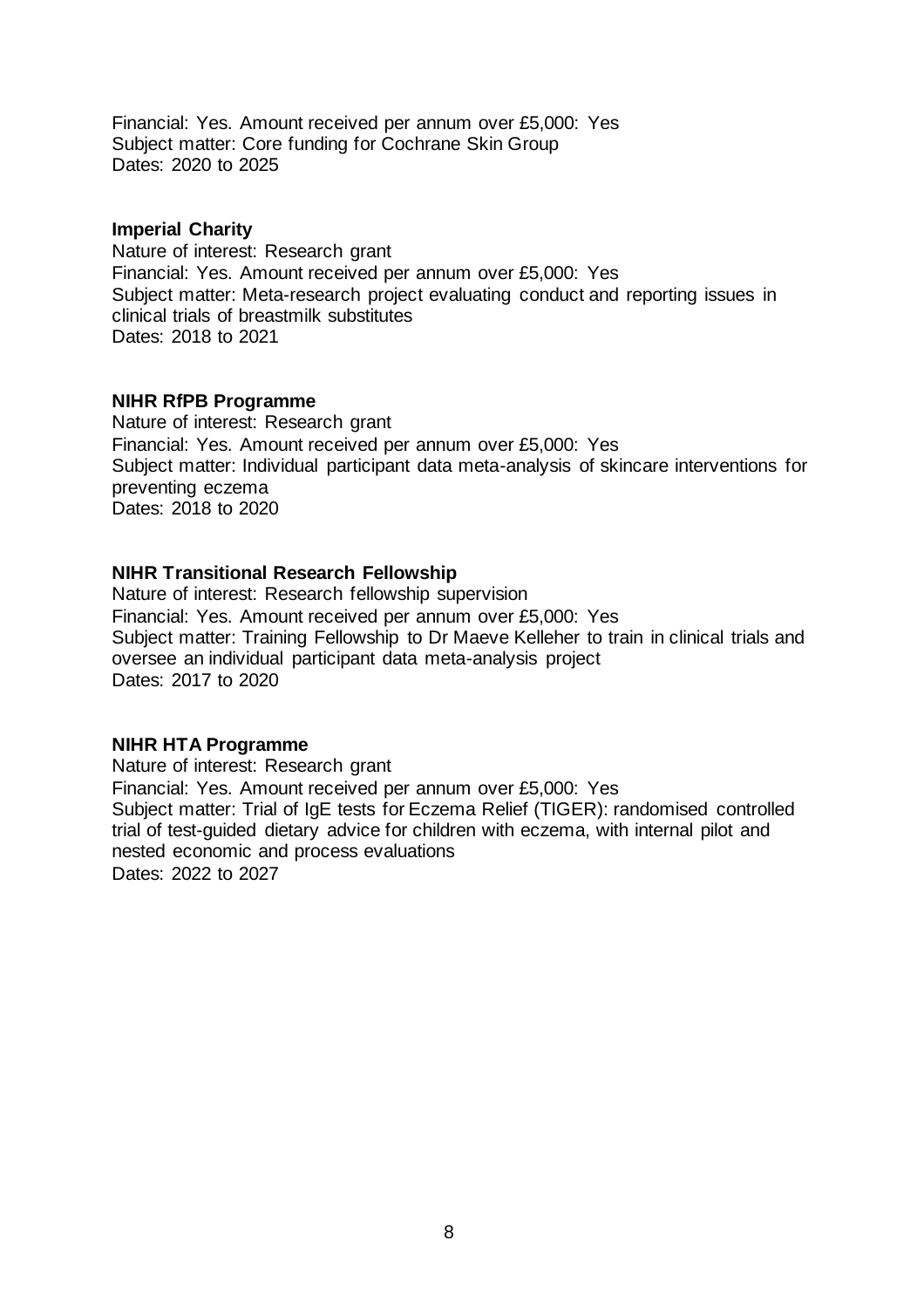Financial: Yes. Amount received per annum over £5,000: Yes
Subject matter: Core funding for Cochrane Skin Group
Dates: 2020 to 2025

**Imperial Charity**

Nature of interest: Research grant
Financial: Yes. Amount received per annum over £5,000: Yes
Subject matter: Meta-research project evaluating conduct and reporting issues in clinical trials of breastmilk substitutes
Dates: 2018 to 2021

**NIHR RfPB Programme**

Nature of interest: Research grant
Financial: Yes. Amount received per annum over £5,000: Yes
Subject matter: Individual participant data meta-analysis of skincare interventions for preventing eczema
Dates: 2018 to 2020

**NIHR Transitional Research Fellowship**

Nature of interest: Research fellowship supervision
Financial: Yes. Amount received per annum over £5,000: Yes
Subject matter: Training Fellowship to Dr Maeve Kelleher to train in clinical trials and oversee an individual participant data meta-analysis project
Dates: 2017 to 2020

**NIHR HTA Programme**

Nature of interest: Research grant
Financial: Yes. Amount received per annum over £5,000: Yes
Subject matter: Trial of IgE tests for Eczema Relief (TIGER): randomised controlled trial of test-guided dietary advice for children with eczema, with internal pilot and nested economic and process evaluations
Dates: 2022 to 2027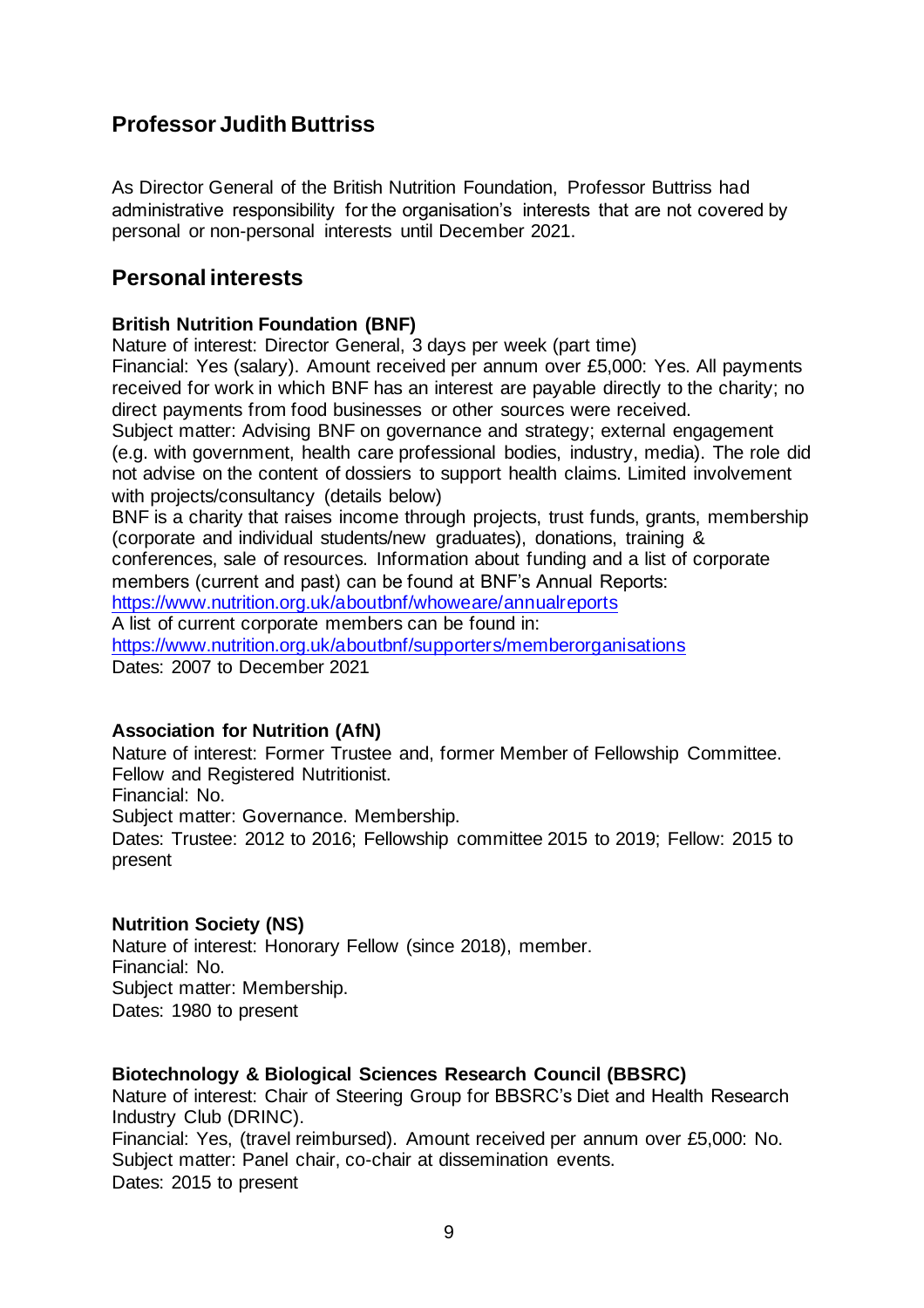## Professor Judith Buttriss

As Director General of the British Nutrition Foundation, Professor Buttriss had administrative responsibility for the organisation's interests that are not covered by personal or non-personal interests until December 2021.

## Personal interests

**British Nutrition Foundation (BNF)**
Nature of interest: Director General, 3 days per week (part time)
Financial: Yes (salary). Amount received per annum over £5,000: Yes. All payments received for work in which BNF has an interest are payable directly to the charity; no direct payments from food businesses or other sources were received.
Subject matter: Advising BNF on governance and strategy; external engagement (e.g. with government, health care professional bodies, industry, media). The role did not advise on the content of dossiers to support health claims. Limited involvement with projects/consultancy (details below)
BNF is a charity that raises income through projects, trust funds, grants, membership (corporate and individual students/new graduates), donations, training & conferences, sale of resources. Information about funding and a list of corporate members (current and past) can be found at BNF's Annual Reports: https://www.nutrition.org.uk/aboutbnf/whoweare/annualreports
A list of current corporate members can be found in: https://www.nutrition.org.uk/aboutbnf/supporters/memberorganisations
Dates: 2007 to December 2021

**Association for Nutrition (AfN)**
Nature of interest: Former Trustee and, former Member of Fellowship Committee. Fellow and Registered Nutritionist.
Financial: No.
Subject matter: Governance. Membership.
Dates: Trustee: 2012 to 2016; Fellowship committee 2015 to 2019; Fellow: 2015 to present

**Nutrition Society (NS)**
Nature of interest: Honorary Fellow (since 2018), member.
Financial: No.
Subject matter: Membership.
Dates: 1980 to present

**Biotechnology & Biological Sciences Research Council (BBSRC)**
Nature of interest: Chair of Steering Group for BBSRC's Diet and Health Research Industry Club (DRINC).
Financial: Yes, (travel reimbursed). Amount received per annum over £5,000: No.
Subject matter: Panel chair, co-chair at dissemination events.
Dates: 2015 to present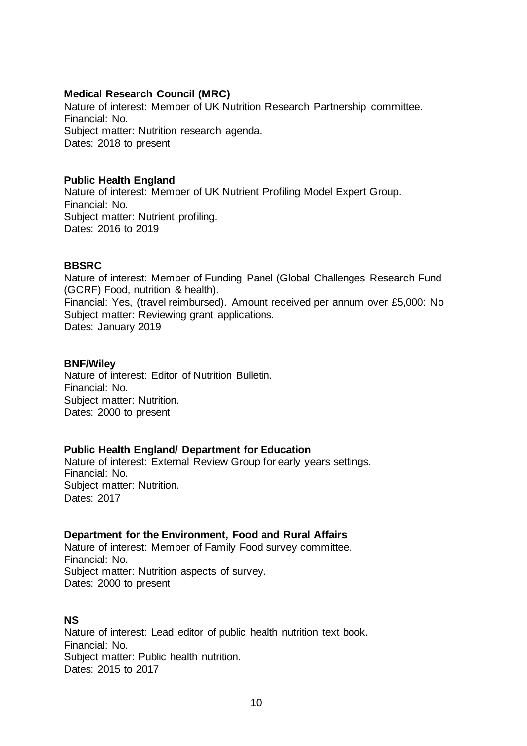**Medical Research Council (MRC)**
Nature of interest: Member of UK Nutrition Research Partnership committee.
Financial: No.
Subject matter: Nutrition research agenda.
Dates: 2018 to present

**Public Health England**
Nature of interest: Member of UK Nutrient Profiling Model Expert Group.
Financial: No.
Subject matter: Nutrient profiling.
Dates: 2016 to 2019

**BBSRC**
Nature of interest: Member of Funding Panel (Global Challenges Research Fund (GCRF) Food, nutrition & health).
Financial: Yes, (travel reimbursed). Amount received per annum over £5,000: No
Subject matter: Reviewing grant applications.
Dates: January 2019

**BNF/Wiley**
Nature of interest: Editor of Nutrition Bulletin.
Financial: No.
Subject matter: Nutrition.
Dates: 2000 to present

**Public Health England/ Department for Education**
Nature of interest: External Review Group for early years settings.
Financial: No.
Subject matter: Nutrition.
Dates: 2017

**Department for the Environment, Food and Rural Affairs**
Nature of interest: Member of Family Food survey committee.
Financial: No.
Subject matter: Nutrition aspects of survey.
Dates: 2000 to present

**NS**
Nature of interest: Lead editor of public health nutrition text book.
Financial: No.
Subject matter: Public health nutrition.
Dates: 2015 to 2017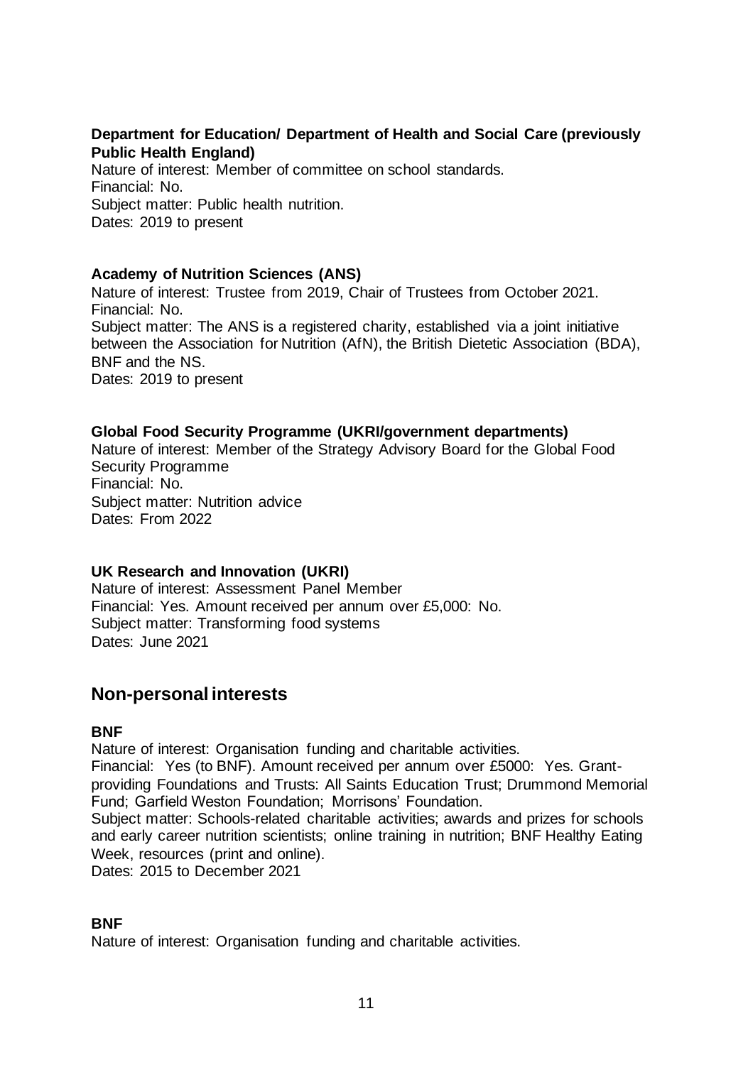**Department for Education/ Department of Health and Social Care (previously Public Health England)**
Nature of interest: Member of committee on school standards.
Financial: No.
Subject matter: Public health nutrition.
Dates: 2019 to present

**Academy of Nutrition Sciences (ANS)**
Nature of interest: Trustee from 2019, Chair of Trustees from October 2021.
Financial: No.
Subject matter: The ANS is a registered charity, established via a joint initiative between the Association for Nutrition (AfN), the British Dietetic Association (BDA), BNF and the NS.
Dates: 2019 to present

**Global Food Security Programme (UKRI/government departments)**
Nature of interest: Member of the Strategy Advisory Board for the Global Food Security Programme
Financial: No.
Subject matter: Nutrition advice
Dates: From 2022

**UK Research and Innovation (UKRI)**
Nature of interest: Assessment Panel Member
Financial: Yes. Amount received per annum over £5,000: No.
Subject matter: Transforming food systems
Dates: June 2021

## Non-personal interests

**BNF**
Nature of interest: Organisation funding and charitable activities.
Financial: Yes (to BNF). Amount received per annum over £5000: Yes. Grant-providing Foundations and Trusts: All Saints Education Trust; Drummond Memorial Fund; Garfield Weston Foundation; Morrisons' Foundation.
Subject matter: Schools-related charitable activities; awards and prizes for schools and early career nutrition scientists; online training in nutrition; BNF Healthy Eating Week, resources (print and online).
Dates: 2015 to December 2021

**BNF**
Nature of interest: Organisation funding and charitable activities.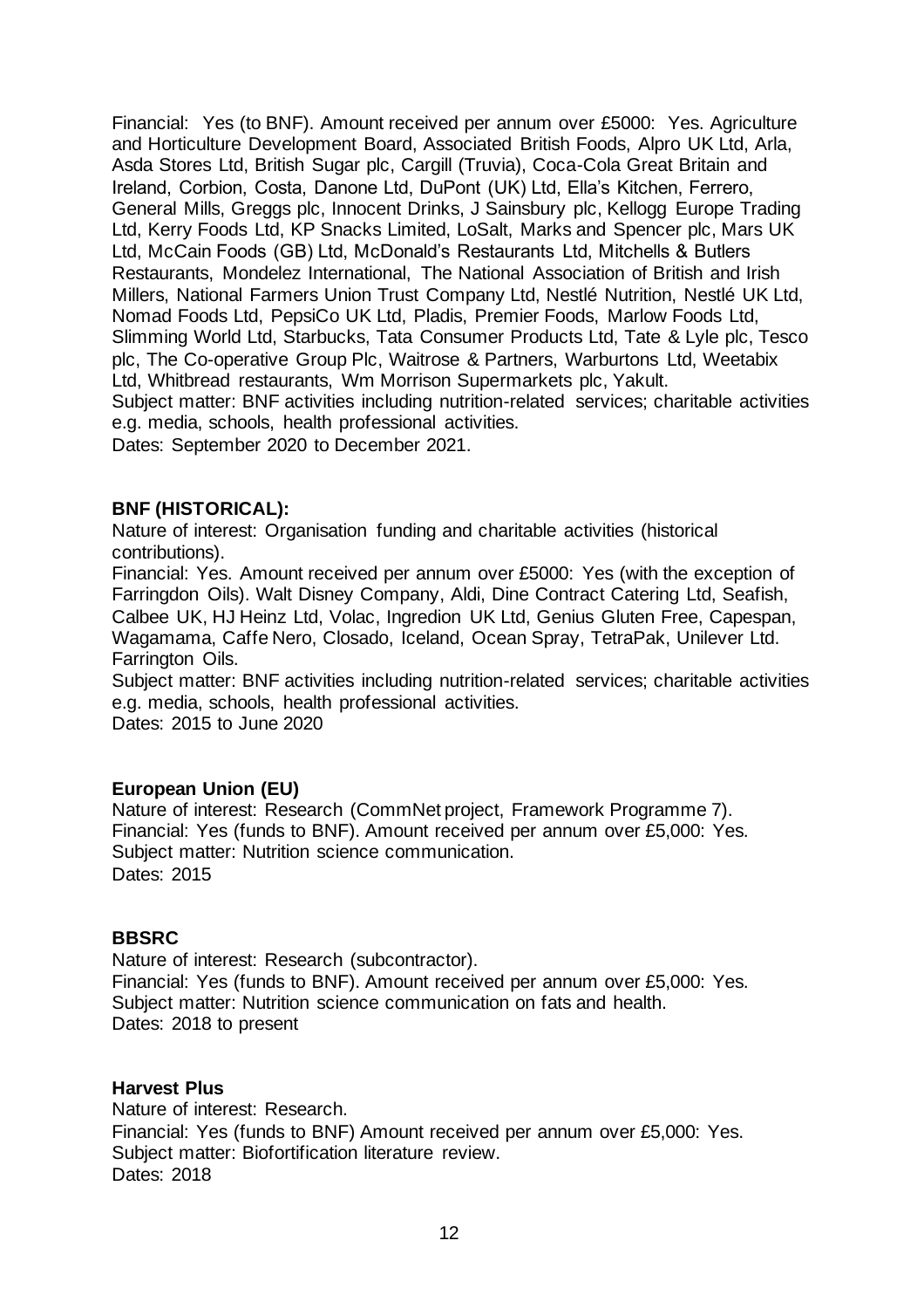Financial: Yes (to BNF). Amount received per annum over £5000: Yes. Agriculture and Horticulture Development Board, Associated British Foods, Alpro UK Ltd, Arla, Asda Stores Ltd, British Sugar plc, Cargill (Truvia), Coca-Cola Great Britain and Ireland, Corbion, Costa, Danone Ltd, DuPont (UK) Ltd, Ella's Kitchen, Ferrero, General Mills, Greggs plc, Innocent Drinks, J Sainsbury plc, Kellogg Europe Trading Ltd, Kerry Foods Ltd, KP Snacks Limited, LoSalt, Marks and Spencer plc, Mars UK Ltd, McCain Foods (GB) Ltd, McDonald's Restaurants Ltd, Mitchells & Butlers Restaurants, Mondelez International, The National Association of British and Irish Millers, National Farmers Union Trust Company Ltd, Nestlé Nutrition, Nestlé UK Ltd, Nomad Foods Ltd, PepsiCo UK Ltd, Pladis, Premier Foods, Marlow Foods Ltd, Slimming World Ltd, Starbucks, Tata Consumer Products Ltd, Tate & Lyle plc, Tesco plc, The Co-operative Group Plc, Waitrose & Partners, Warburtons Ltd, Weetabix Ltd, Whitbread restaurants, Wm Morrison Supermarkets plc, Yakult.
Subject matter: BNF activities including nutrition-related services; charitable activities e.g. media, schools, health professional activities.
Dates: September 2020 to December 2021.

**BNF (HISTORICAL):**
Nature of interest: Organisation funding and charitable activities (historical contributions).
Financial: Yes. Amount received per annum over £5000: Yes (with the exception of Farringdon Oils). Walt Disney Company, Aldi, Dine Contract Catering Ltd, Seafish, Calbee UK, HJ Heinz Ltd, Volac, Ingredion UK Ltd, Genius Gluten Free, Capespan, Wagamama, Caffe Nero, Closado, Iceland, Ocean Spray, TetraPak, Unilever Ltd. Farrington Oils.
Subject matter: BNF activities including nutrition-related services; charitable activities e.g. media, schools, health professional activities.
Dates: 2015 to June 2020

**European Union (EU)**
Nature of interest: Research (CommNet project, Framework Programme 7).
Financial: Yes (funds to BNF). Amount received per annum over £5,000: Yes.
Subject matter: Nutrition science communication.
Dates: 2015

**BBSRC**
Nature of interest: Research (subcontractor).
Financial: Yes (funds to BNF). Amount received per annum over £5,000: Yes.
Subject matter: Nutrition science communication on fats and health.
Dates: 2018 to present

**Harvest Plus**
Nature of interest: Research.
Financial: Yes (funds to BNF) Amount received per annum over £5,000: Yes.
Subject matter: Biofortification literature review.
Dates: 2018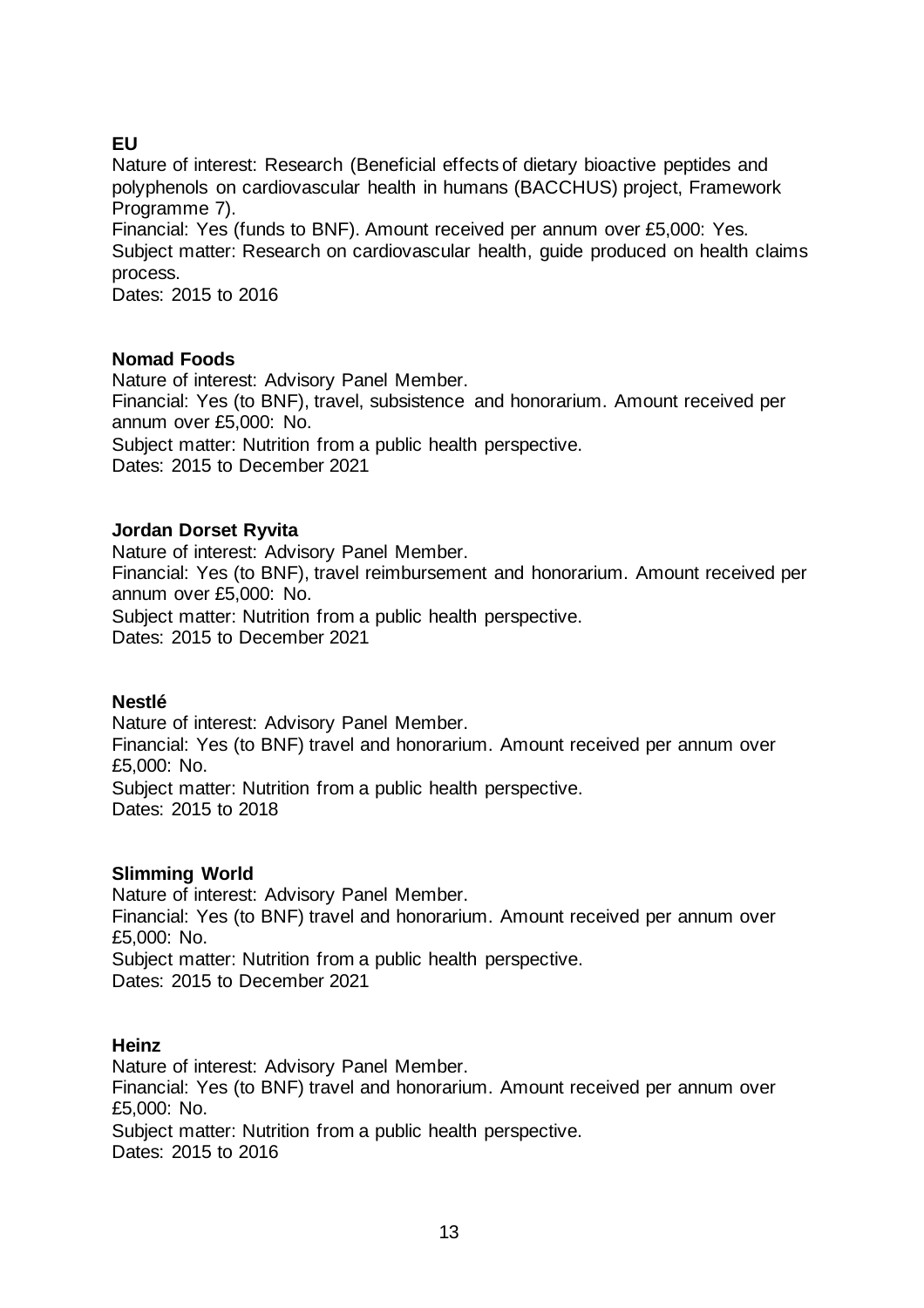**EU**

Nature of interest: Research (Beneficial effects of dietary bioactive peptides and polyphenols on cardiovascular health in humans (BACCHUS) project, Framework Programme 7).
Financial: Yes (funds to BNF). Amount received per annum over £5,000: Yes.
Subject matter: Research on cardiovascular health, guide produced on health claims process.
Dates: 2015 to 2016

**Nomad Foods**

Nature of interest: Advisory Panel Member.
Financial: Yes (to BNF), travel, subsistence and honorarium. Amount received per annum over £5,000: No.
Subject matter: Nutrition from a public health perspective.
Dates: 2015 to December 2021

**Jordan Dorset Ryvita**

Nature of interest: Advisory Panel Member.
Financial: Yes (to BNF), travel reimbursement and honorarium. Amount received per annum over £5,000: No.
Subject matter: Nutrition from a public health perspective.
Dates: 2015 to December 2021

**Nestlé**

Nature of interest: Advisory Panel Member.
Financial: Yes (to BNF) travel and honorarium. Amount received per annum over £5,000: No.
Subject matter: Nutrition from a public health perspective.
Dates: 2015 to 2018

**Slimming World**

Nature of interest: Advisory Panel Member.
Financial: Yes (to BNF) travel and honorarium. Amount received per annum over £5,000: No.
Subject matter: Nutrition from a public health perspective.
Dates: 2015 to December 2021

**Heinz**

Nature of interest: Advisory Panel Member.
Financial: Yes (to BNF) travel and honorarium. Amount received per annum over £5,000: No.
Subject matter: Nutrition from a public health perspective.
Dates: 2015 to 2016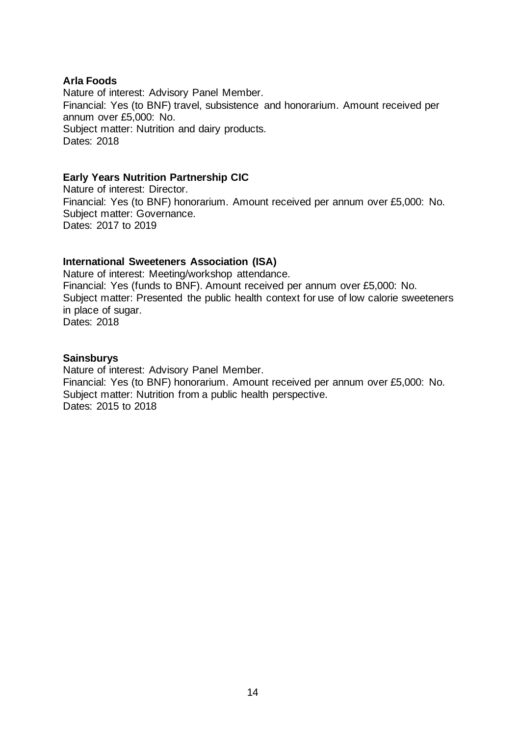**Arla Foods**

Nature of interest: Advisory Panel Member.
Financial: Yes (to BNF) travel, subsistence and honorarium. Amount received per annum over £5,000: No.
Subject matter: Nutrition and dairy products.
Dates: 2018

**Early Years Nutrition Partnership CIC**

Nature of interest: Director.
Financial: Yes (to BNF) honorarium. Amount received per annum over £5,000: No.
Subject matter: Governance.
Dates: 2017 to 2019

**International Sweeteners Association (ISA)**

Nature of interest: Meeting/workshop attendance.
Financial: Yes (funds to BNF). Amount received per annum over £5,000: No.
Subject matter: Presented the public health context for use of low calorie sweeteners in place of sugar.
Dates: 2018

**Sainsburys**

Nature of interest: Advisory Panel Member.
Financial: Yes (to BNF) honorarium. Amount received per annum over £5,000: No.
Subject matter: Nutrition from a public health perspective.
Dates: 2015 to 2018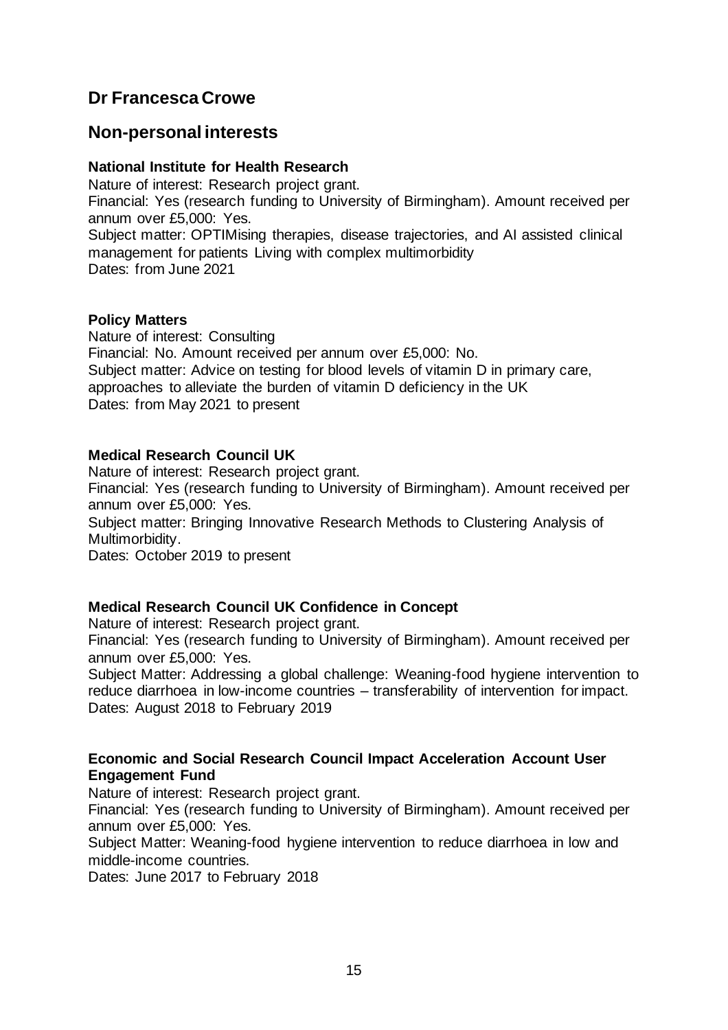## Dr Francesca Crowe

## Non-personal interests

**National Institute for Health Research**

Nature of interest: Research project grant.
Financial: Yes (research funding to University of Birmingham). Amount received per annum over £5,000: Yes.
Subject matter: OPTIMising therapies, disease trajectories, and AI assisted clinical management for patients Living with complex multimorbidity
Dates: from June 2021

**Policy Matters**

Nature of interest: Consulting
Financial: No. Amount received per annum over £5,000: No.
Subject matter: Advice on testing for blood levels of vitamin D in primary care, approaches to alleviate the burden of vitamin D deficiency in the UK
Dates: from May 2021 to present

**Medical Research Council UK**

Nature of interest: Research project grant.
Financial: Yes (research funding to University of Birmingham). Amount received per annum over £5,000: Yes.
Subject matter: Bringing Innovative Research Methods to Clustering Analysis of Multimorbidity.
Dates: October 2019 to present

**Medical Research Council UK Confidence in Concept**

Nature of interest: Research project grant.
Financial: Yes (research funding to University of Birmingham). Amount received per annum over £5,000: Yes.
Subject Matter: Addressing a global challenge: Weaning-food hygiene intervention to reduce diarrhoea in low-income countries – transferability of intervention for impact.
Dates: August 2018 to February 2019

**Economic and Social Research Council Impact Acceleration Account User Engagement Fund**

Nature of interest: Research project grant.
Financial: Yes (research funding to University of Birmingham). Amount received per annum over £5,000: Yes.
Subject Matter: Weaning-food hygiene intervention to reduce diarrhoea in low and middle-income countries.
Dates: June 2017 to February 2018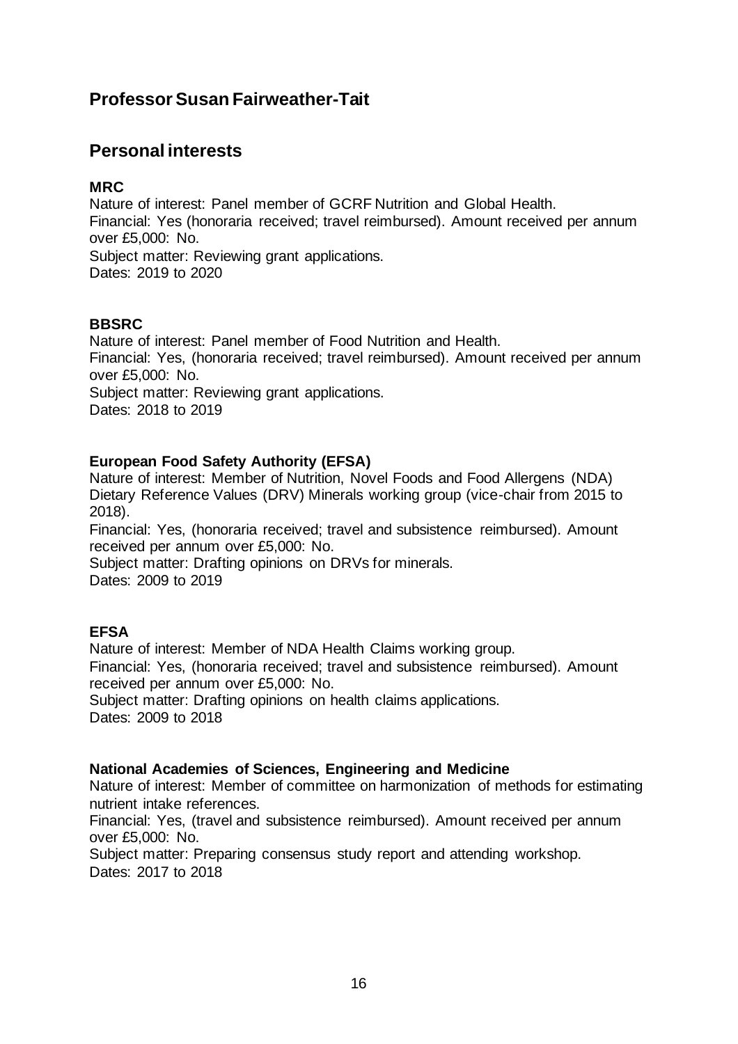## Professor Susan Fairweather-Tait

## Personal interests

**MRC**

Nature of interest: Panel member of GCRF Nutrition and Global Health.
Financial: Yes (honoraria received; travel reimbursed). Amount received per annum over £5,000: No.
Subject matter: Reviewing grant applications.
Dates: 2019 to 2020

**BBSRC**

Nature of interest: Panel member of Food Nutrition and Health.
Financial: Yes, (honoraria received; travel reimbursed). Amount received per annum over £5,000: No.
Subject matter: Reviewing grant applications.
Dates: 2018 to 2019

**European Food Safety Authority (EFSA)**

Nature of interest: Member of Nutrition, Novel Foods and Food Allergens (NDA) Dietary Reference Values (DRV) Minerals working group (vice-chair from 2015 to 2018).
Financial: Yes, (honoraria received; travel and subsistence reimbursed). Amount received per annum over £5,000: No.
Subject matter: Drafting opinions on DRVs for minerals.
Dates: 2009 to 2019

**EFSA**

Nature of interest: Member of NDA Health Claims working group.
Financial: Yes, (honoraria received; travel and subsistence reimbursed). Amount received per annum over £5,000: No.
Subject matter: Drafting opinions on health claims applications.
Dates: 2009 to 2018

**National Academies of Sciences, Engineering and Medicine**

Nature of interest: Member of committee on harmonization of methods for estimating nutrient intake references.
Financial: Yes, (travel and subsistence reimbursed). Amount received per annum over £5,000: No.
Subject matter: Preparing consensus study report and attending workshop.
Dates: 2017 to 2018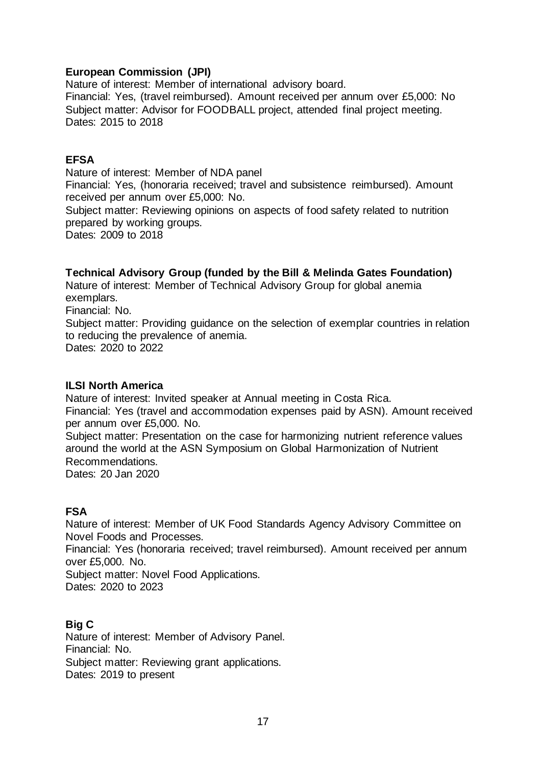**European Commission (JPI)**
Nature of interest: Member of international advisory board.
Financial: Yes, (travel reimbursed). Amount received per annum over £5,000: No
Subject matter: Advisor for FOODBALL project, attended final project meeting.
Dates: 2015 to 2018

**EFSA**
Nature of interest: Member of NDA panel
Financial: Yes, (honoraria received; travel and subsistence reimbursed). Amount received per annum over £5,000: No.
Subject matter: Reviewing opinions on aspects of food safety related to nutrition prepared by working groups.
Dates: 2009 to 2018

**Technical Advisory Group (funded by the Bill & Melinda Gates Foundation)**
Nature of interest: Member of Technical Advisory Group for global anemia exemplars.
Financial: No.
Subject matter: Providing guidance on the selection of exemplar countries in relation to reducing the prevalence of anemia.
Dates: 2020 to 2022

**ILSI North America**
Nature of interest: Invited speaker at Annual meeting in Costa Rica.
Financial: Yes (travel and accommodation expenses paid by ASN). Amount received per annum over £5,000. No.
Subject matter: Presentation on the case for harmonizing nutrient reference values around the world at the ASN Symposium on Global Harmonization of Nutrient Recommendations.
Dates: 20 Jan 2020

**FSA**
Nature of interest: Member of UK Food Standards Agency Advisory Committee on Novel Foods and Processes.
Financial: Yes (honoraria received; travel reimbursed). Amount received per annum over £5,000. No.
Subject matter: Novel Food Applications.
Dates: 2020 to 2023

**Big C**
Nature of interest: Member of Advisory Panel.
Financial: No.
Subject matter: Reviewing grant applications.
Dates: 2019 to present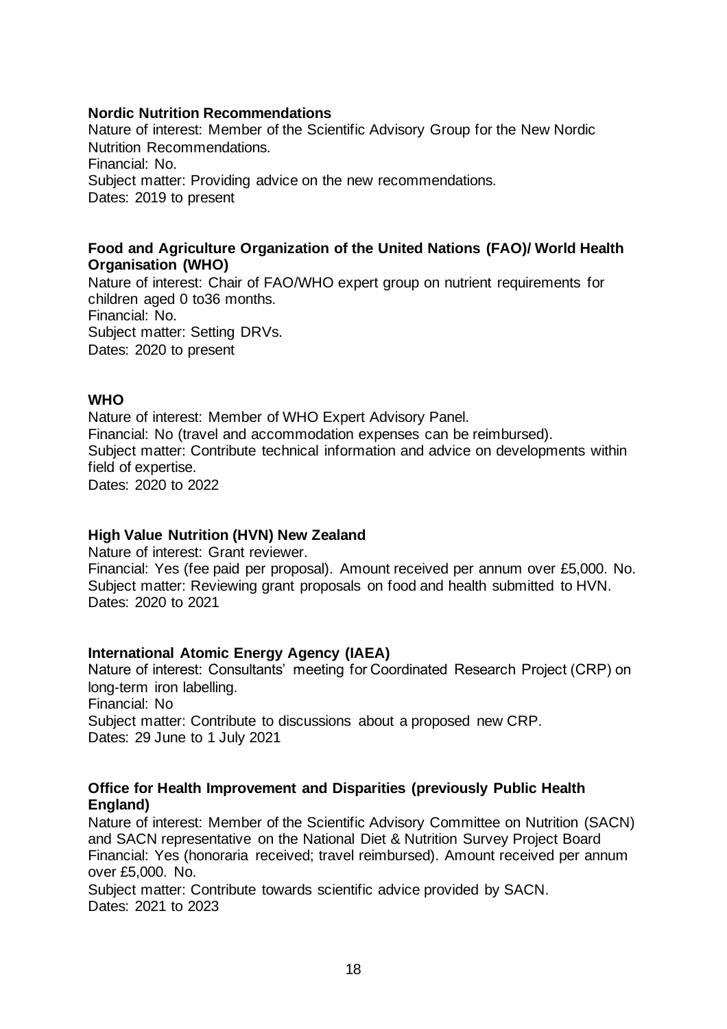**Nordic Nutrition Recommendations**

Nature of interest: Member of the Scientific Advisory Group for the New Nordic Nutrition Recommendations.
Financial: No.
Subject matter: Providing advice on the new recommendations.
Dates: 2019 to present

**Food and Agriculture Organization of the United Nations (FAO)/ World Health Organisation (WHO)**

Nature of interest: Chair of FAO/WHO expert group on nutrient requirements for children aged 0 to36 months.
Financial: No.
Subject matter: Setting DRVs.
Dates: 2020 to present

**WHO**

Nature of interest: Member of WHO Expert Advisory Panel.
Financial: No (travel and accommodation expenses can be reimbursed).
Subject matter: Contribute technical information and advice on developments within field of expertise.
Dates: 2020 to 2022

**High Value Nutrition (HVN) New Zealand**

Nature of interest: Grant reviewer.
Financial: Yes (fee paid per proposal). Amount received per annum over £5,000. No.
Subject matter: Reviewing grant proposals on food and health submitted to HVN.
Dates: 2020 to 2021

**International Atomic Energy Agency (IAEA)**

Nature of interest: Consultants' meeting for Coordinated Research Project (CRP) on long-term iron labelling.
Financial: No
Subject matter: Contribute to discussions about a proposed new CRP.
Dates: 29 June to 1 July 2021

**Office for Health Improvement and Disparities (previously Public Health England)**

Nature of interest: Member of the Scientific Advisory Committee on Nutrition (SACN) and SACN representative on the National Diet & Nutrition Survey Project Board
Financial: Yes (honoraria received; travel reimbursed). Amount received per annum over £5,000. No.
Subject matter: Contribute towards scientific advice provided by SACN.
Dates: 2021 to 2023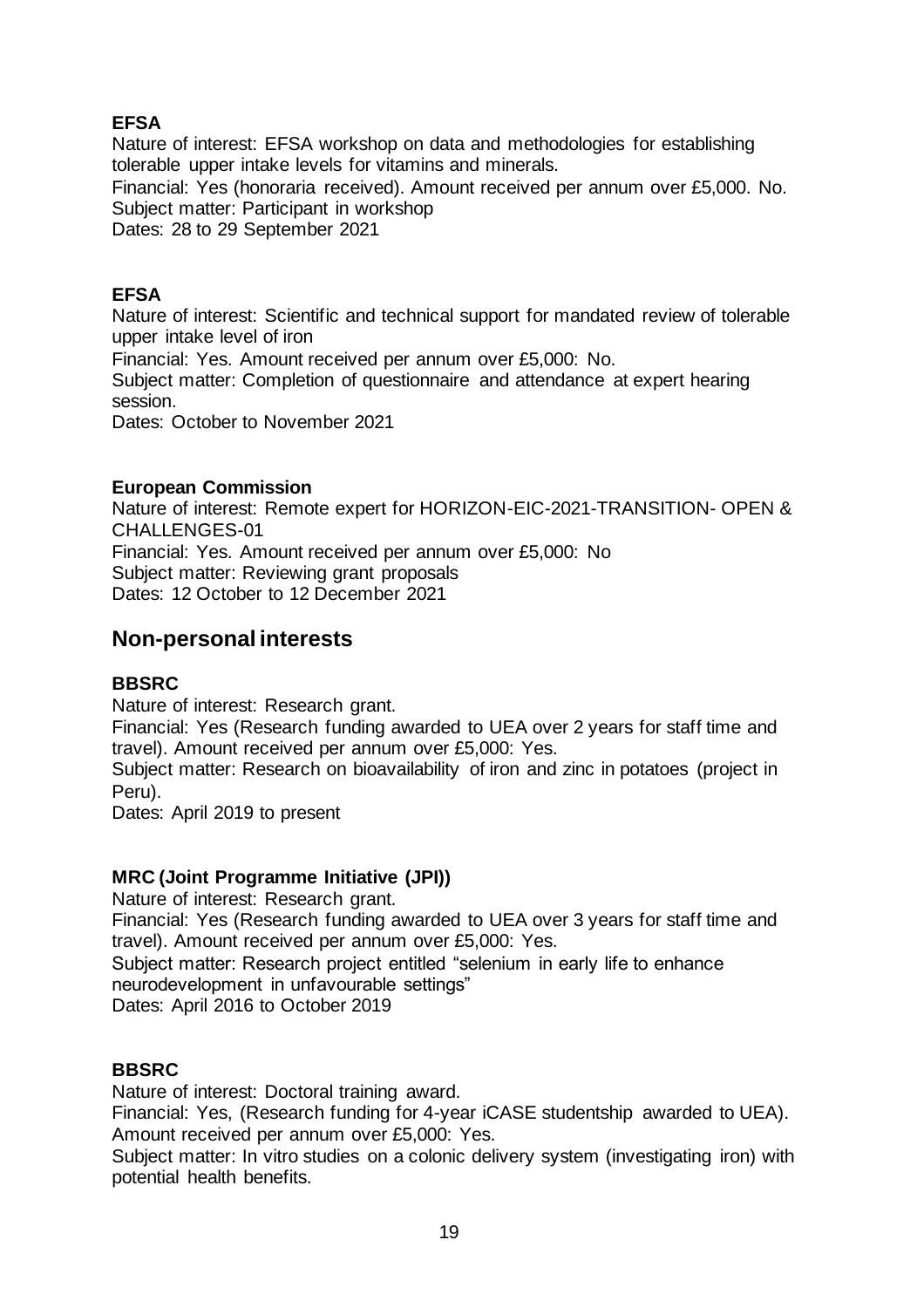**EFSA**

Nature of interest: EFSA workshop on data and methodologies for establishing tolerable upper intake levels for vitamins and minerals.

Financial: Yes (honoraria received). Amount received per annum over £5,000. No.

Subject matter: Participant in workshop

Dates: 28 to 29 September 2021

**EFSA**

Nature of interest: Scientific and technical support for mandated review of tolerable upper intake level of iron

Financial: Yes. Amount received per annum over £5,000: No.

Subject matter: Completion of questionnaire and attendance at expert hearing session.

Dates: October to November 2021

**European Commission**

Nature of interest: Remote expert for HORIZON-EIC-2021-TRANSITION- OPEN & CHALLENGES-01

Financial: Yes. Amount received per annum over £5,000: No

Subject matter: Reviewing grant proposals

Dates: 12 October to 12 December 2021

## Non-personal interests

**BBSRC**

Nature of interest: Research grant.

Financial: Yes (Research funding awarded to UEA over 2 years for staff time and travel). Amount received per annum over £5,000: Yes.

Subject matter: Research on bioavailability of iron and zinc in potatoes (project in Peru).

Dates: April 2019 to present

**MRC (Joint Programme Initiative (JPI))**

Nature of interest: Research grant.

Financial: Yes (Research funding awarded to UEA over 3 years for staff time and travel). Amount received per annum over £5,000: Yes.

Subject matter: Research project entitled "selenium in early life to enhance neurodevelopment in unfavourable settings"

Dates: April 2016 to October 2019

**BBSRC**

Nature of interest: Doctoral training award.

Financial: Yes, (Research funding for 4-year iCASE studentship awarded to UEA). Amount received per annum over £5,000: Yes.

Subject matter: In vitro studies on a colonic delivery system (investigating iron) with potential health benefits.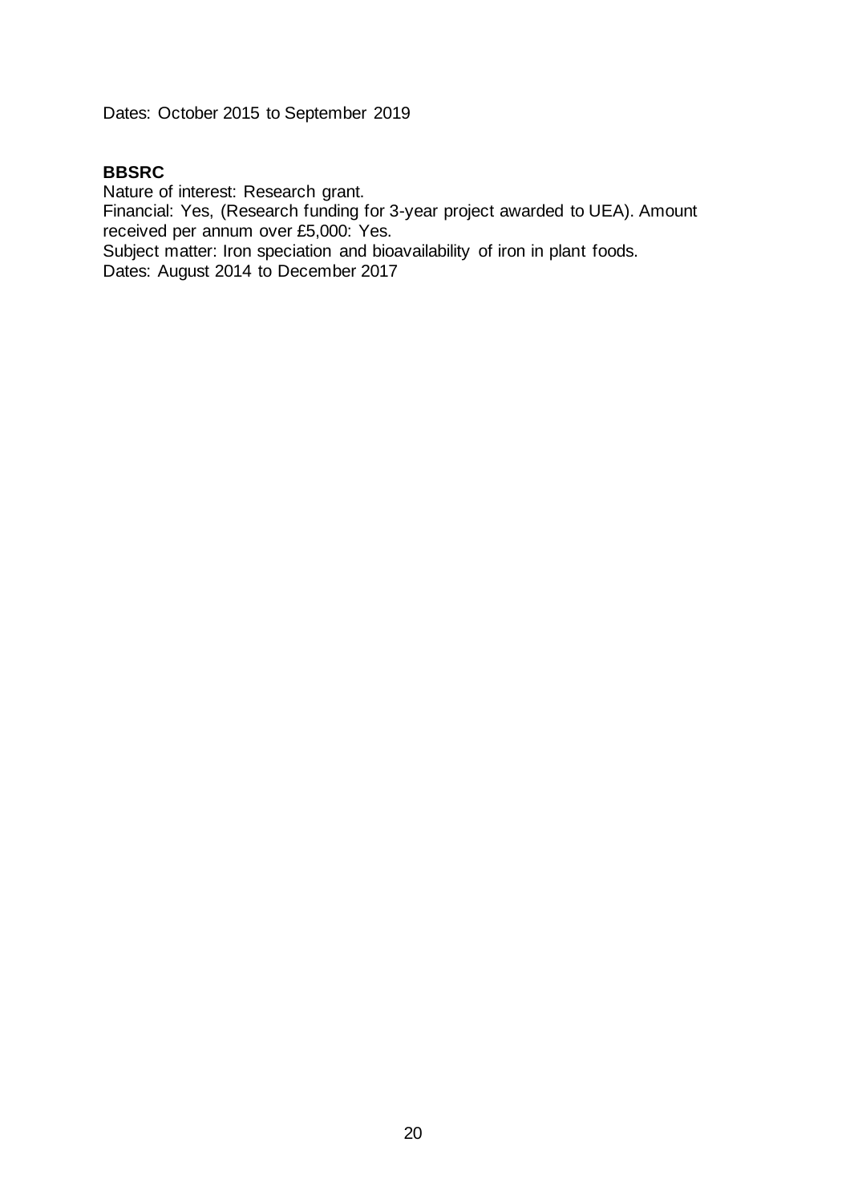Dates: October 2015 to September 2019

**BBSRC**
Nature of interest: Research grant.
Financial: Yes, (Research funding for 3-year project awarded to UEA). Amount received per annum over £5,000: Yes.
Subject matter: Iron speciation and bioavailability of iron in plant foods.
Dates: August 2014 to December 2017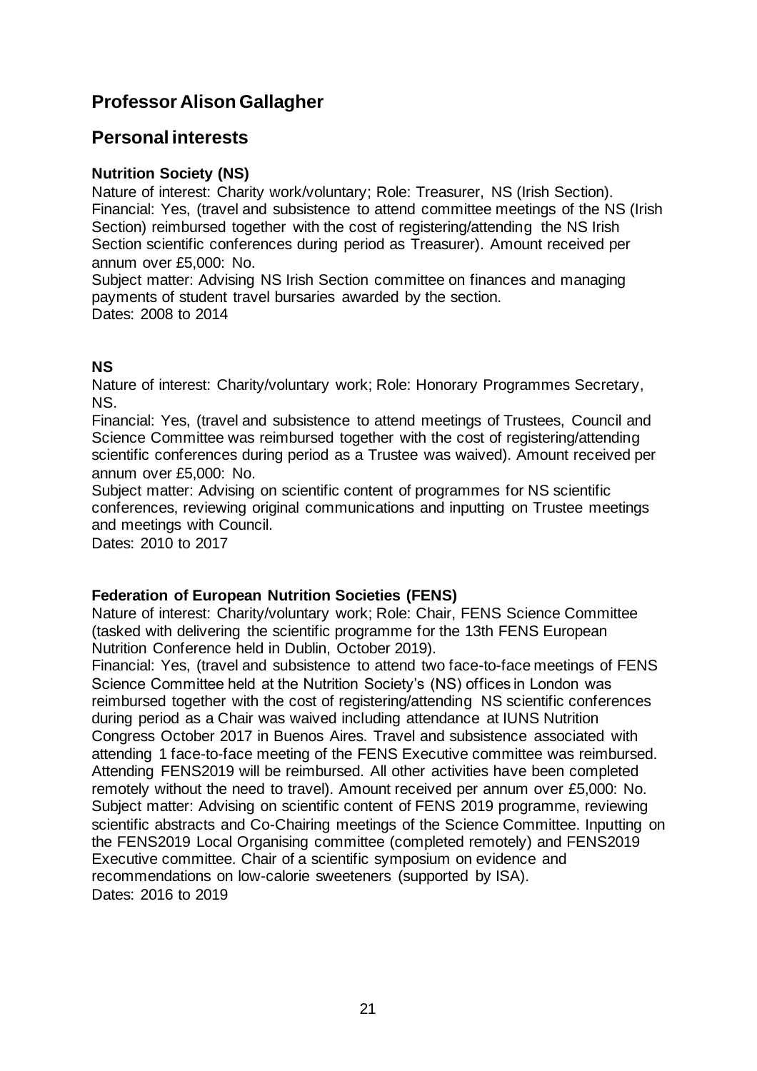# Professor Alison Gallagher

## Personal interests

### Nutrition Society (NS)

Nature of interest: Charity work/voluntary; Role: Treasurer, NS (Irish Section).
Financial: Yes, (travel and subsistence to attend committee meetings of the NS (Irish Section) reimbursed together with the cost of registering/attending the NS Irish Section scientific conferences during period as Treasurer). Amount received per annum over £5,000: No.
Subject matter: Advising NS Irish Section committee on finances and managing payments of student travel bursaries awarded by the section.
Dates: 2008 to 2014

### NS

Nature of interest: Charity/voluntary work; Role: Honorary Programmes Secretary, NS.
Financial: Yes, (travel and subsistence to attend meetings of Trustees, Council and Science Committee was reimbursed together with the cost of registering/attending scientific conferences during period as a Trustee was waived). Amount received per annum over £5,000: No.
Subject matter: Advising on scientific content of programmes for NS scientific conferences, reviewing original communications and inputting on Trustee meetings and meetings with Council.
Dates: 2010 to 2017

### Federation of European Nutrition Societies (FENS)

Nature of interest: Charity/voluntary work; Role: Chair, FENS Science Committee (tasked with delivering the scientific programme for the 13th FENS European Nutrition Conference held in Dublin, October 2019).
Financial: Yes, (travel and subsistence to attend two face-to-face meetings of FENS Science Committee held at the Nutrition Society's (NS) offices in London was reimbursed together with the cost of registering/attending NS scientific conferences during period as a Chair was waived including attendance at IUNS Nutrition Congress October 2017 in Buenos Aires. Travel and subsistence associated with attending 1 face-to-face meeting of the FENS Executive committee was reimbursed. Attending FENS2019 will be reimbursed. All other activities have been completed remotely without the need to travel). Amount received per annum over £5,000: No.
Subject matter: Advising on scientific content of FENS 2019 programme, reviewing scientific abstracts and Co-Chairing meetings of the Science Committee. Inputting on the FENS2019 Local Organising committee (completed remotely) and FENS2019 Executive committee. Chair of a scientific symposium on evidence and recommendations on low-calorie sweeteners (supported by ISA).
Dates: 2016 to 2019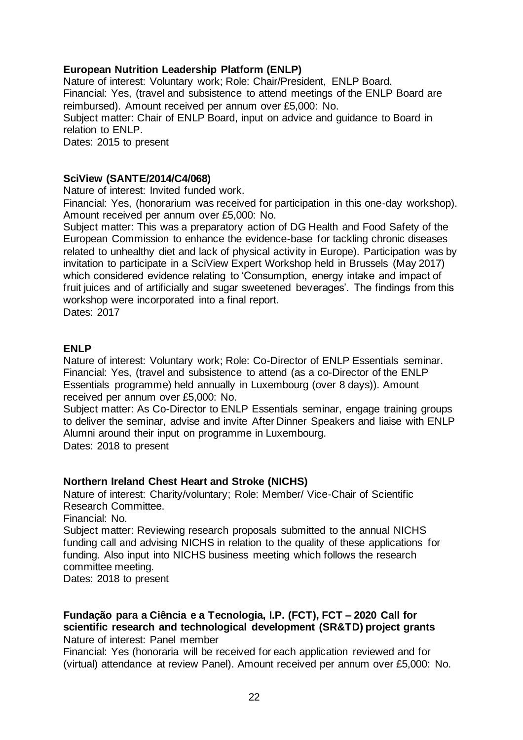**European Nutrition Leadership Platform (ENLP)**
Nature of interest: Voluntary work; Role: Chair/President, ENLP Board.
Financial: Yes, (travel and subsistence to attend meetings of the ENLP Board are reimbursed). Amount received per annum over £5,000: No.
Subject matter: Chair of ENLP Board, input on advice and guidance to Board in relation to ENLP.
Dates: 2015 to present

**SciView (SANTE/2014/C4/068)**
Nature of interest: Invited funded work.
Financial: Yes, (honorarium was received for participation in this one-day workshop). Amount received per annum over £5,000: No.
Subject matter: This was a preparatory action of DG Health and Food Safety of the European Commission to enhance the evidence-base for tackling chronic diseases related to unhealthy diet and lack of physical activity in Europe). Participation was by invitation to participate in a SciView Expert Workshop held in Brussels (May 2017) which considered evidence relating to 'Consumption, energy intake and impact of fruit juices and of artificially and sugar sweetened beverages'. The findings from this workshop were incorporated into a final report.
Dates: 2017

**ENLP**
Nature of interest: Voluntary work; Role: Co-Director of ENLP Essentials seminar.
Financial: Yes, (travel and subsistence to attend (as a co-Director of the ENLP Essentials programme) held annually in Luxembourg (over 8 days)). Amount received per annum over £5,000: No.
Subject matter: As Co-Director to ENLP Essentials seminar, engage training groups to deliver the seminar, advise and invite After Dinner Speakers and liaise with ENLP Alumni around their input on programme in Luxembourg.
Dates: 2018 to present

**Northern Ireland Chest Heart and Stroke (NICHS)**
Nature of interest: Charity/voluntary; Role: Member/ Vice-Chair of Scientific Research Committee.
Financial: No.
Subject matter: Reviewing research proposals submitted to the annual NICHS funding call and advising NICHS in relation to the quality of these applications for funding. Also input into NICHS business meeting which follows the research committee meeting.
Dates: 2018 to present

**Fundação para a Ciência e a Tecnologia, I.P. (FCT), FCT – 2020 Call for scientific research and technological development (SR&TD) project grants**
Nature of interest: Panel member
Financial: Yes (honoraria will be received for each application reviewed and for (virtual) attendance at review Panel). Amount received per annum over £5,000: No.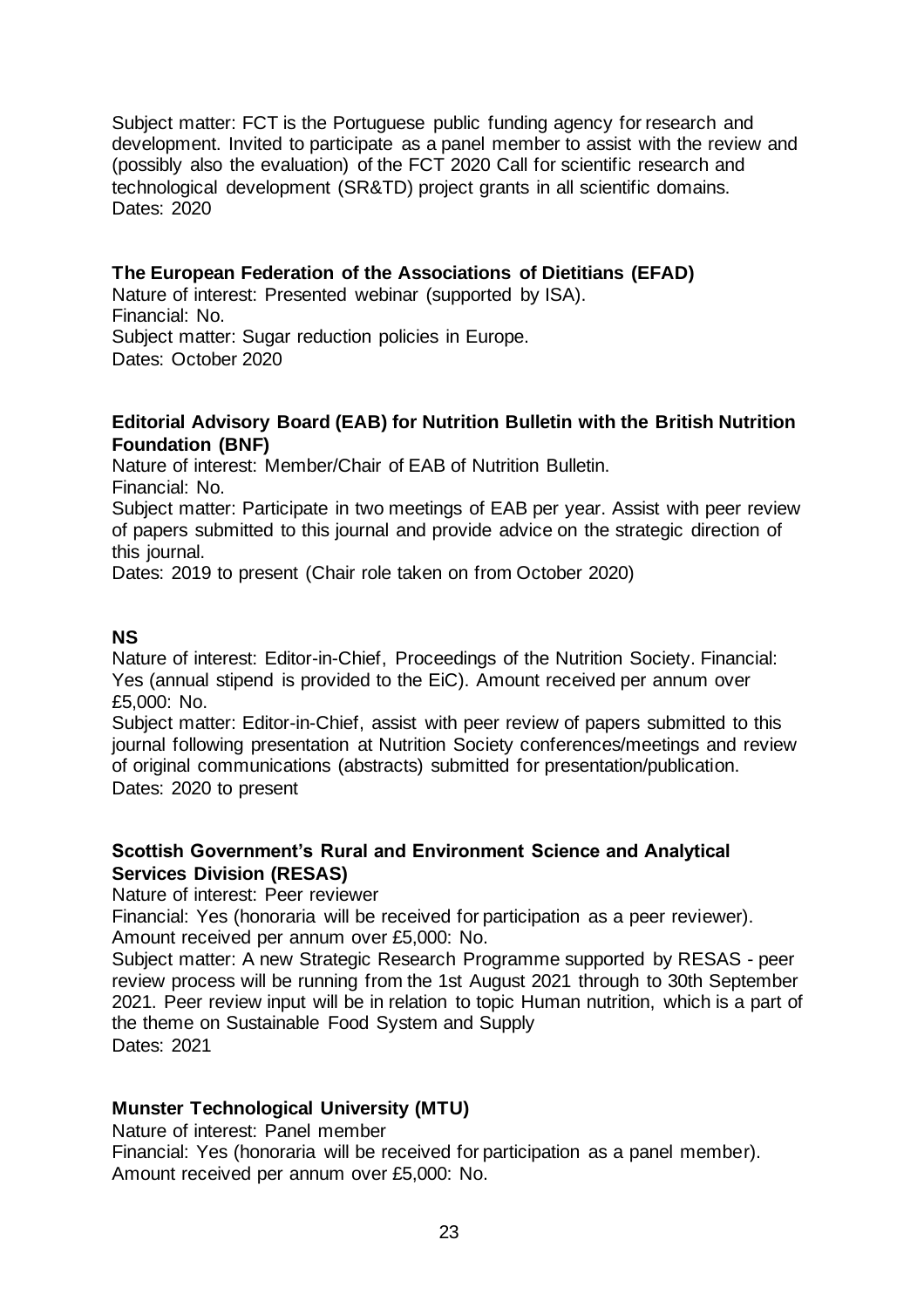Subject matter: FCT is the Portuguese public funding agency for research and development. Invited to participate as a panel member to assist with the review and (possibly also the evaluation) of the FCT 2020 Call for scientific research and technological development (SR&TD) project grants in all scientific domains.
Dates: 2020

**The European Federation of the Associations of Dietitians (EFAD)**
Nature of interest: Presented webinar (supported by ISA).
Financial: No.
Subject matter: Sugar reduction policies in Europe.
Dates: October 2020

**Editorial Advisory Board (EAB) for Nutrition Bulletin with the British Nutrition Foundation (BNF)**
Nature of interest: Member/Chair of EAB of Nutrition Bulletin.
Financial: No.
Subject matter: Participate in two meetings of EAB per year. Assist with peer review of papers submitted to this journal and provide advice on the strategic direction of this journal.
Dates: 2019 to present (Chair role taken on from October 2020)

**NS**
Nature of interest: Editor-in-Chief, Proceedings of the Nutrition Society. Financial: Yes (annual stipend is provided to the EiC). Amount received per annum over £5,000: No.
Subject matter: Editor-in-Chief, assist with peer review of papers submitted to this journal following presentation at Nutrition Society conferences/meetings and review of original communications (abstracts) submitted for presentation/publication.
Dates: 2020 to present

**Scottish Government's Rural and Environment Science and Analytical Services Division (RESAS)**
Nature of interest: Peer reviewer
Financial: Yes (honoraria will be received for participation as a peer reviewer). Amount received per annum over £5,000: No.
Subject matter: A new Strategic Research Programme supported by RESAS - peer review process will be running from the 1st August 2021 through to 30th September 2021. Peer review input will be in relation to topic Human nutrition, which is a part of the theme on Sustainable Food System and Supply
Dates: 2021

**Munster Technological University (MTU)**
Nature of interest: Panel member
Financial: Yes (honoraria will be received for participation as a panel member). Amount received per annum over £5,000: No.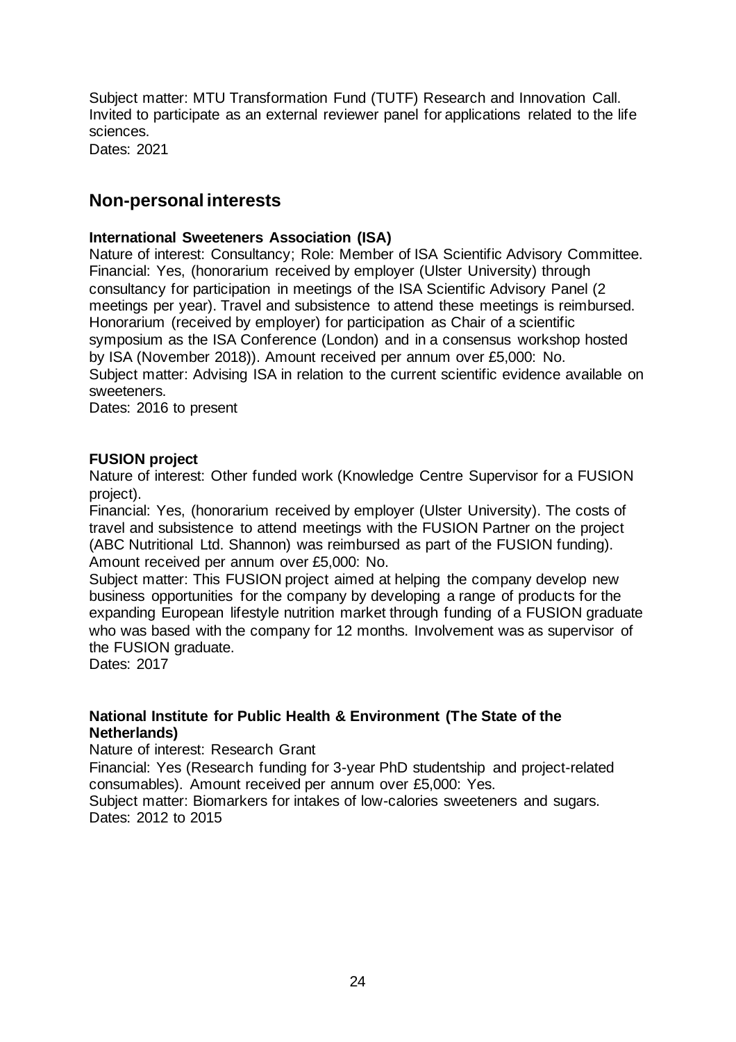Subject matter: MTU Transformation Fund (TUTF) Research and Innovation Call. Invited to participate as an external reviewer panel for applications related to the life sciences.
Dates: 2021

## Non-personal interests

**International Sweeteners Association (ISA)**
Nature of interest: Consultancy; Role: Member of ISA Scientific Advisory Committee.
Financial: Yes, (honorarium received by employer (Ulster University) through consultancy for participation in meetings of the ISA Scientific Advisory Panel (2 meetings per year). Travel and subsistence to attend these meetings is reimbursed. Honorarium (received by employer) for participation as Chair of a scientific symposium as the ISA Conference (London) and in a consensus workshop hosted by ISA (November 2018)). Amount received per annum over £5,000: No.
Subject matter: Advising ISA in relation to the current scientific evidence available on sweeteners.
Dates: 2016 to present

**FUSION project**
Nature of interest: Other funded work (Knowledge Centre Supervisor for a FUSION project).
Financial: Yes, (honorarium received by employer (Ulster University). The costs of travel and subsistence to attend meetings with the FUSION Partner on the project (ABC Nutritional Ltd. Shannon) was reimbursed as part of the FUSION funding). Amount received per annum over £5,000: No.
Subject matter: This FUSION project aimed at helping the company develop new business opportunities for the company by developing a range of products for the expanding European lifestyle nutrition market through funding of a FUSION graduate who was based with the company for 12 months. Involvement was as supervisor of the FUSION graduate.
Dates: 2017

**National Institute for Public Health & Environment (The State of the Netherlands)**
Nature of interest: Research Grant
Financial: Yes (Research funding for 3-year PhD studentship and project-related consumables). Amount received per annum over £5,000: Yes.
Subject matter: Biomarkers for intakes of low-calories sweeteners and sugars.
Dates: 2012 to 2015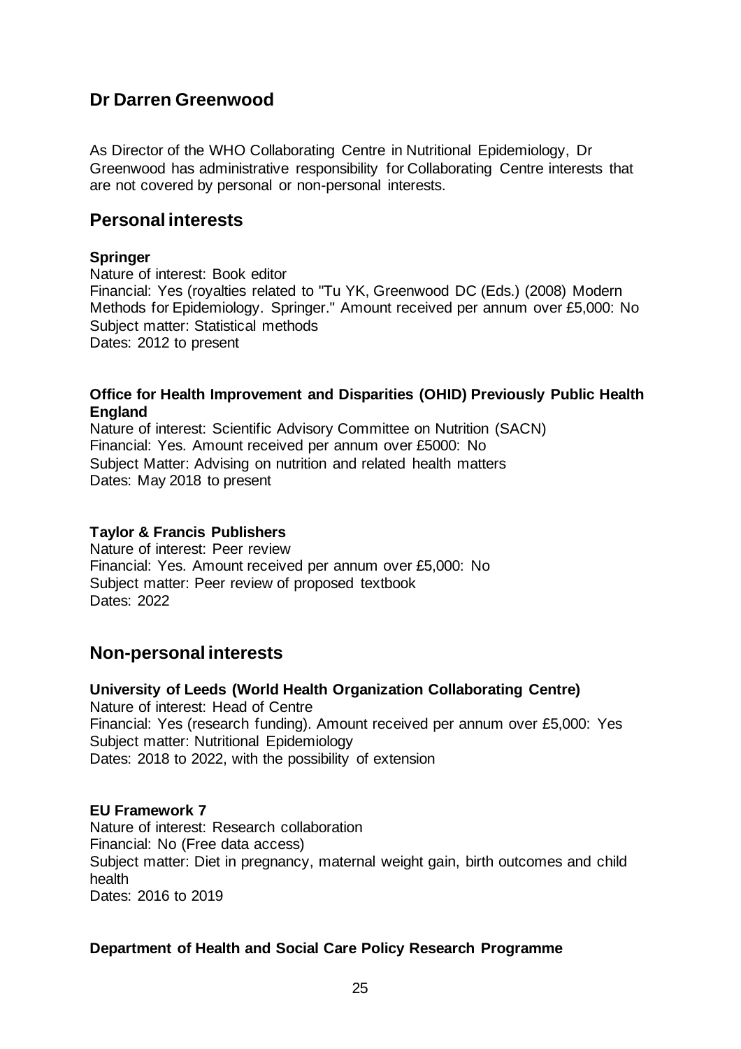## Dr Darren Greenwood

As Director of the WHO Collaborating Centre in Nutritional Epidemiology, Dr Greenwood has administrative responsibility for Collaborating Centre interests that are not covered by personal or non-personal interests.

## Personal interests

**Springer**
Nature of interest: Book editor
Financial: Yes (royalties related to "Tu YK, Greenwood DC (Eds.) (2008) Modern Methods for Epidemiology. Springer." Amount received per annum over £5,000: No
Subject matter: Statistical methods
Dates: 2012 to present

**Office for Health Improvement and Disparities (OHID) Previously Public Health England**
Nature of interest: Scientific Advisory Committee on Nutrition (SACN)
Financial: Yes. Amount received per annum over £5000: No
Subject Matter: Advising on nutrition and related health matters
Dates: May 2018 to present

**Taylor & Francis Publishers**
Nature of interest: Peer review
Financial: Yes. Amount received per annum over £5,000: No
Subject matter: Peer review of proposed textbook
Dates: 2022

## Non-personal interests

**University of Leeds (World Health Organization Collaborating Centre)**
Nature of interest: Head of Centre
Financial: Yes (research funding). Amount received per annum over £5,000: Yes
Subject matter: Nutritional Epidemiology
Dates: 2018 to 2022, with the possibility of extension

**EU Framework 7**
Nature of interest: Research collaboration
Financial: No (Free data access)
Subject matter: Diet in pregnancy, maternal weight gain, birth outcomes and child health
Dates: 2016 to 2019

**Department of Health and Social Care Policy Research Programme**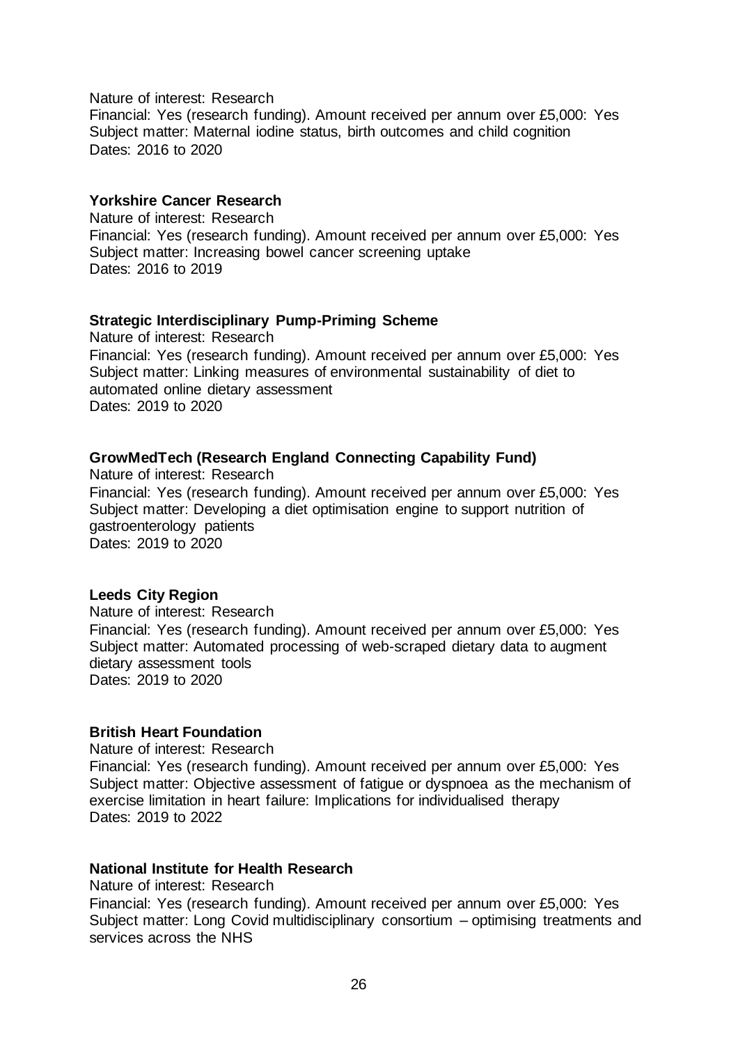Nature of interest: Research
Financial: Yes (research funding). Amount received per annum over £5,000: Yes
Subject matter: Maternal iodine status, birth outcomes and child cognition
Dates: 2016 to 2020

**Yorkshire Cancer Research**

Nature of interest: Research
Financial: Yes (research funding). Amount received per annum over £5,000: Yes
Subject matter: Increasing bowel cancer screening uptake
Dates: 2016 to 2019

**Strategic Interdisciplinary Pump-Priming Scheme**

Nature of interest: Research
Financial: Yes (research funding). Amount received per annum over £5,000: Yes
Subject matter: Linking measures of environmental sustainability of diet to automated online dietary assessment
Dates: 2019 to 2020

**GrowMedTech (Research England Connecting Capability Fund)**

Nature of interest: Research
Financial: Yes (research funding). Amount received per annum over £5,000: Yes
Subject matter: Developing a diet optimisation engine to support nutrition of gastroenterology patients
Dates: 2019 to 2020

**Leeds City Region**

Nature of interest: Research
Financial: Yes (research funding). Amount received per annum over £5,000: Yes
Subject matter: Automated processing of web-scraped dietary data to augment dietary assessment tools
Dates: 2019 to 2020

**British Heart Foundation**

Nature of interest: Research
Financial: Yes (research funding). Amount received per annum over £5,000: Yes
Subject matter: Objective assessment of fatigue or dyspnoea as the mechanism of exercise limitation in heart failure: Implications for individualised therapy
Dates: 2019 to 2022

**National Institute for Health Research**

Nature of interest: Research
Financial: Yes (research funding). Amount received per annum over £5,000: Yes
Subject matter: Long Covid multidisciplinary consortium – optimising treatments and services across the NHS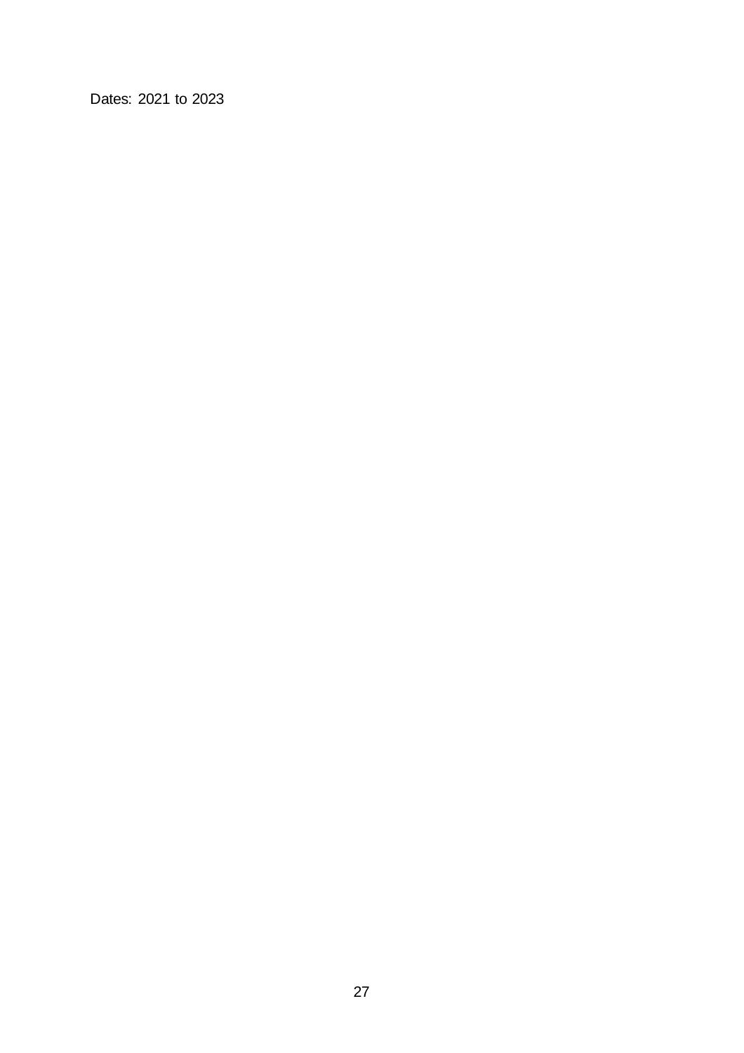Dates: 2021 to 2023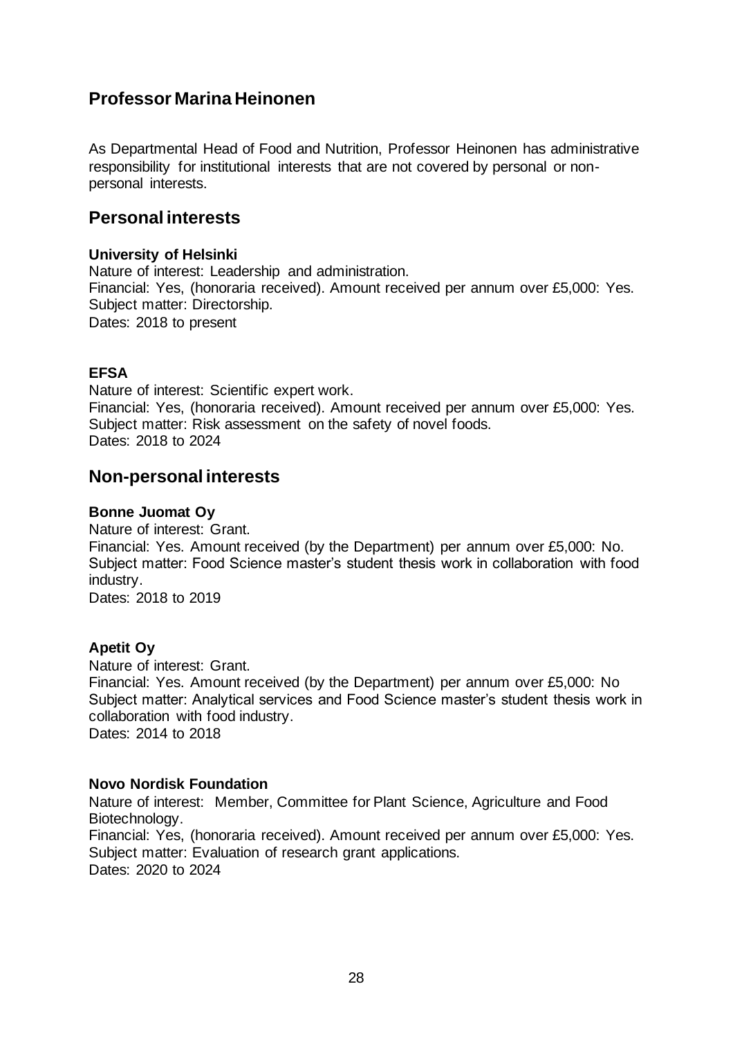## Professor Marina Heinonen

As Departmental Head of Food and Nutrition, Professor Heinonen has administrative responsibility for institutional interests that are not covered by personal or non-personal interests.

## Personal interests

**University of Helsinki**
Nature of interest: Leadership and administration.
Financial: Yes, (honoraria received). Amount received per annum over £5,000: Yes.
Subject matter: Directorship.
Dates: 2018 to present

**EFSA**
Nature of interest: Scientific expert work.
Financial: Yes, (honoraria received). Amount received per annum over £5,000: Yes.
Subject matter: Risk assessment on the safety of novel foods.
Dates: 2018 to 2024

## Non-personal interests

**Bonne Juomat Oy**
Nature of interest: Grant.
Financial: Yes. Amount received (by the Department) per annum over £5,000: No.
Subject matter: Food Science master's student thesis work in collaboration with food industry.
Dates: 2018 to 2019

**Apetit Oy**
Nature of interest: Grant.
Financial: Yes. Amount received (by the Department) per annum over £5,000: No
Subject matter: Analytical services and Food Science master's student thesis work in collaboration with food industry.
Dates: 2014 to 2018

**Novo Nordisk Foundation**
Nature of interest: Member, Committee for Plant Science, Agriculture and Food Biotechnology.
Financial: Yes, (honoraria received). Amount received per annum over £5,000: Yes.
Subject matter: Evaluation of research grant applications.
Dates: 2020 to 2024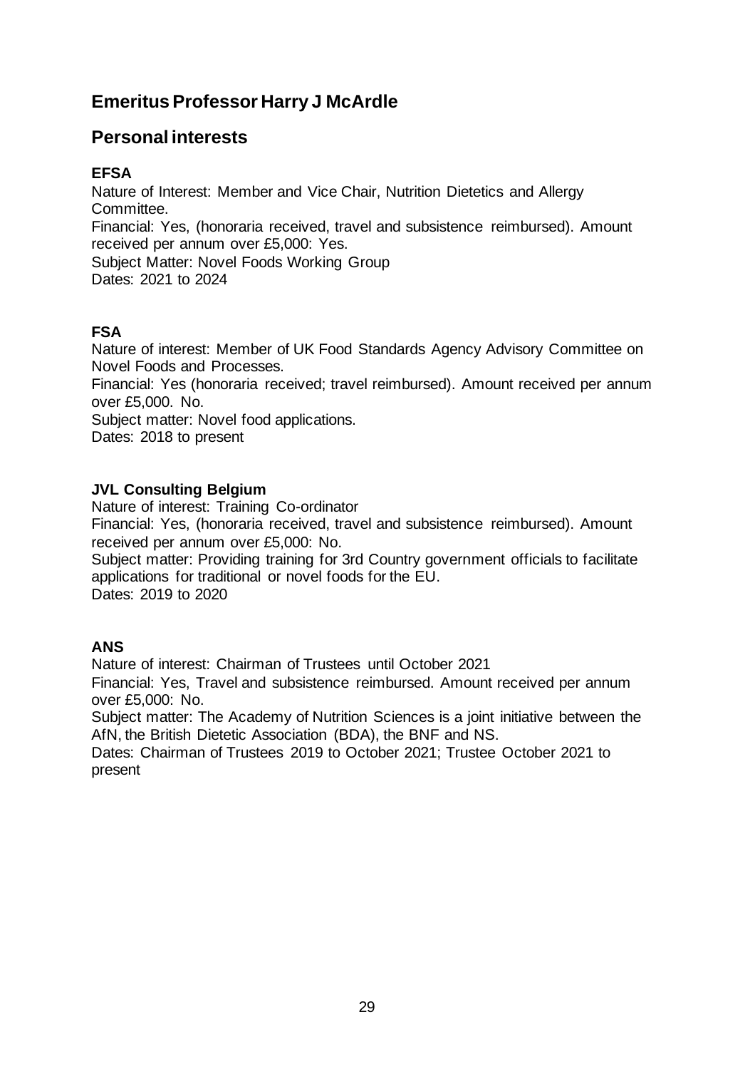## Emeritus Professor Harry J McArdle

## Personal interests

### EFSA

Nature of Interest: Member and Vice Chair, Nutrition Dietetics and Allergy Committee.
Financial: Yes, (honoraria received, travel and subsistence reimbursed). Amount received per annum over £5,000: Yes.
Subject Matter: Novel Foods Working Group
Dates: 2021 to 2024

### FSA

Nature of interest: Member of UK Food Standards Agency Advisory Committee on Novel Foods and Processes.
Financial: Yes (honoraria received; travel reimbursed). Amount received per annum over £5,000. No.
Subject matter: Novel food applications.
Dates: 2018 to present

### JVL Consulting Belgium

Nature of interest: Training Co-ordinator
Financial: Yes, (honoraria received, travel and subsistence reimbursed). Amount received per annum over £5,000: No.
Subject matter: Providing training for 3rd Country government officials to facilitate applications for traditional or novel foods for the EU.
Dates: 2019 to 2020

### ANS

Nature of interest: Chairman of Trustees until October 2021
Financial: Yes, Travel and subsistence reimbursed. Amount received per annum over £5,000: No.
Subject matter: The Academy of Nutrition Sciences is a joint initiative between the AfN, the British Dietetic Association (BDA), the BNF and NS.
Dates: Chairman of Trustees 2019 to October 2021; Trustee October 2021 to present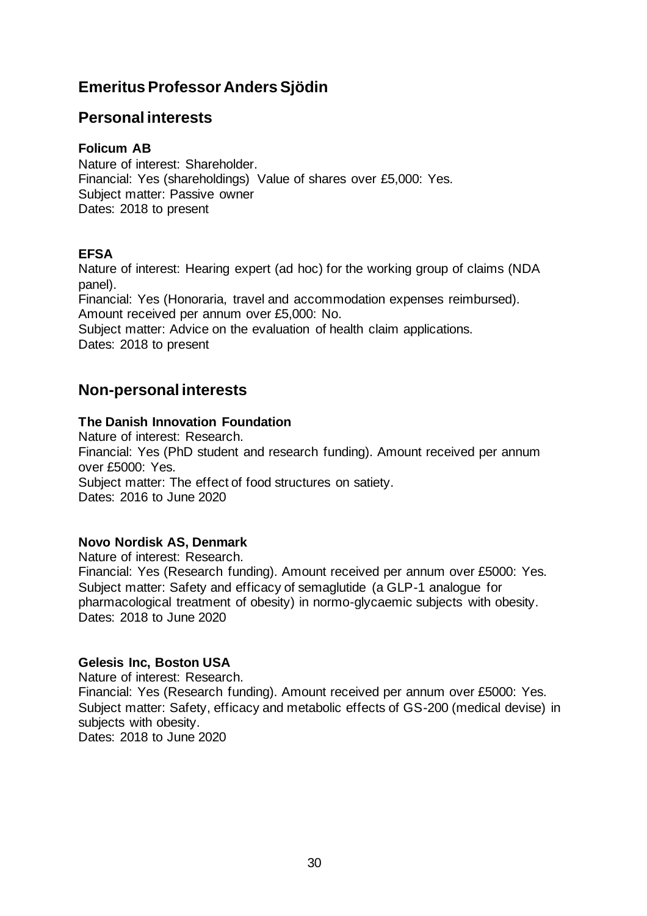## Emeritus Professor Anders Sjödin

## Personal interests

**Folicum AB**

Nature of interest: Shareholder.
Financial: Yes (shareholdings) Value of shares over £5,000: Yes.
Subject matter: Passive owner
Dates: 2018 to present

**EFSA**

Nature of interest: Hearing expert (ad hoc) for the working group of claims (NDA panel).
Financial: Yes (Honoraria, travel and accommodation expenses reimbursed).
Amount received per annum over £5,000: No.
Subject matter: Advice on the evaluation of health claim applications.
Dates: 2018 to present

## Non-personal interests

**The Danish Innovation Foundation**

Nature of interest: Research.
Financial: Yes (PhD student and research funding). Amount received per annum over £5000: Yes.
Subject matter: The effect of food structures on satiety.
Dates: 2016 to June 2020

**Novo Nordisk AS, Denmark**

Nature of interest: Research.
Financial: Yes (Research funding). Amount received per annum over £5000: Yes.
Subject matter: Safety and efficacy of semaglutide (a GLP-1 analogue for pharmacological treatment of obesity) in normo-glycaemic subjects with obesity.
Dates: 2018 to June 2020

**Gelesis Inc, Boston USA**

Nature of interest: Research.
Financial: Yes (Research funding). Amount received per annum over £5000: Yes.
Subject matter: Safety, efficacy and metabolic effects of GS-200 (medical devise) in subjects with obesity.
Dates: 2018 to June 2020